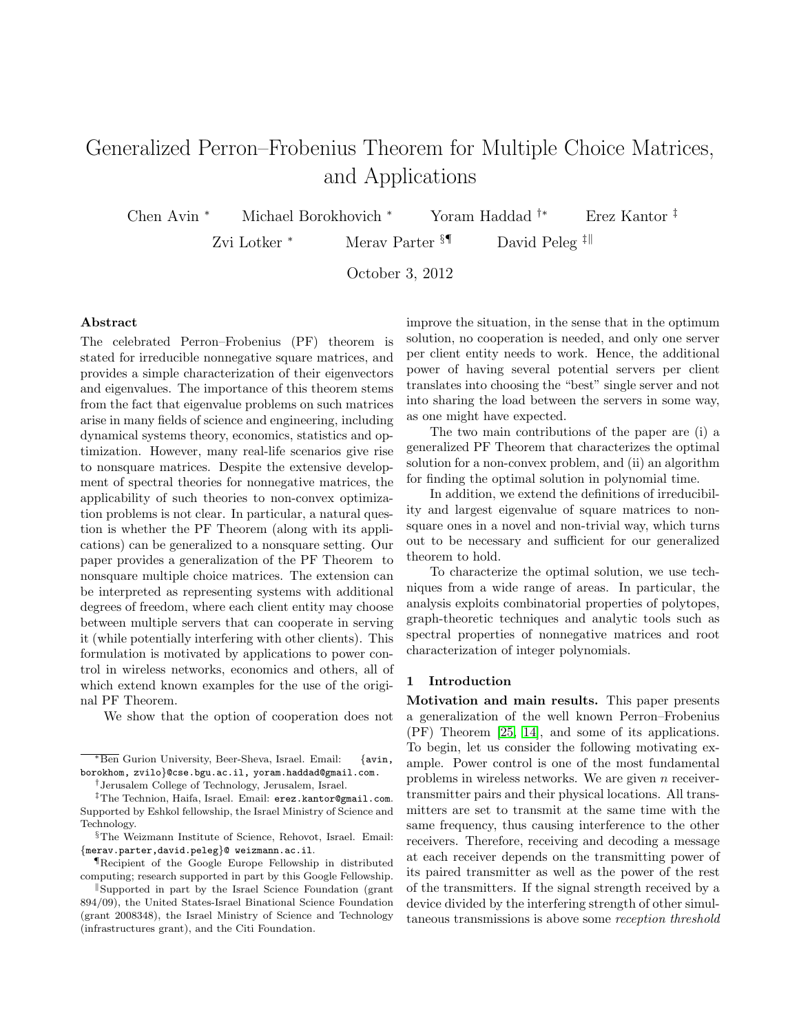# Generalized Perron–Frobenius Theorem for Multiple Choice Matrices, and Applications

Chen Avin [*] Michael Borokhovich [*] Yoram Haddad [†*] Erez Kantor [‡]

Zvi Lotker [*] Merav Parter [§¶] David Peleg [‡‖]

October 3, 2012

### Abstract

The celebrated Perron–Frobenius (PF) theorem is stated for irreducible nonnegative square matrices, and provides a simple characterization of their eigenvectors and eigenvalues. The importance of this theorem stems from the fact that eigenvalue problems on such matrices arise in many fields of science and engineering, including dynamical systems theory, economics, statistics and optimization. However, many real-life scenarios give rise to nonsquare matrices. Despite the extensive development of spectral theories for nonnegative matrices, the applicability of such theories to non-convex optimization problems is not clear. In particular, a natural question is whether the PF Theorem (along with its applications) can be generalized to a nonsquare setting. Our paper provides a generalization of the PF Theorem to nonsquare multiple choice matrices. The extension can be interpreted as representing systems with additional degrees of freedom, where each client entity may choose between multiple servers that can cooperate in serving it (while potentially interfering with other clients). This formulation is motivated by applications to power control in wireless networks, economics and others, all of which extend known examples for the use of the original PF Theorem.

We show that the option of cooperation does not improve the situation, in the sense that in the optimum solution, no cooperation is needed, and only one server per client entity needs to work. Hence, the additional power of having several potential servers per client translates into choosing the "best" single server and not into sharing the load between the servers in some way, as one might have expected.

The two main contributions of the paper are (i) a generalized PF Theorem that characterizes the optimal solution for a non-convex problem, and (ii) an algorithm for finding the optimal solution in polynomial time.

In addition, we extend the definitions of irreducibility and largest eigenvalue of square matrices to nonsquare ones in a novel and non-trivial way, which turns out to be necessary and sufficient for our generalized theorem to hold.

To characterize the optimal solution, we use techniques from a wide range of areas. In particular, the analysis exploits combinatorial properties of polytopes, graph-theoretic techniques and analytic tools such as spectral properties of nonnegative matrices and root characterization of integer polynomials.

## 1 Introduction

**Motivation and main results.** This paper presents a generalization of the well known Perron–Frobenius (PF) Theorem [25, 14], and some of its applications. To begin, let us consider the following motivating example. Power control is one of the most fundamental problems in wireless networks. We are given $n$ receiver-transmitter pairs and their physical locations. All transmitters are set to transmit at the same time with the same frequency, thus causing interference to the other receivers. Therefore, receiving and decoding a message at each receiver depends on the transmitting power of its paired transmitter as well as the power of the rest of the transmitters. If the signal strength received by a device divided by the interfering strength of other simultaneous transmissions is above some *reception threshold*

---

[*] Ben Gurion University, Beer-Sheva, Israel. Email: {avin, borokhom, zvilo}@cse.bgu.ac.il, yoram.haddad@gmail.com.

[†] Jerusalem College of Technology, Jerusalem, Israel.

[‡] The Technion, Haifa, Israel. Email: erez.kantor@gmail.com. Supported by Eshkol fellowship, the Israel Ministry of Science and Technology.

[§] The Weizmann Institute of Science, Rehovot, Israel. Email: {merav.parter,david.peleg}@ weizmann.ac.il.

[¶] Recipient of the Google Europe Fellowship in distributed computing; research supported in part by this Google Fellowship.

[‖] Supported in part by the Israel Science Foundation (grant 894/09), the United States-Israel Binational Science Foundation (grant 2008348), the Israel Ministry of Science and Technology (infrastructures grant), and the Citi Foundation.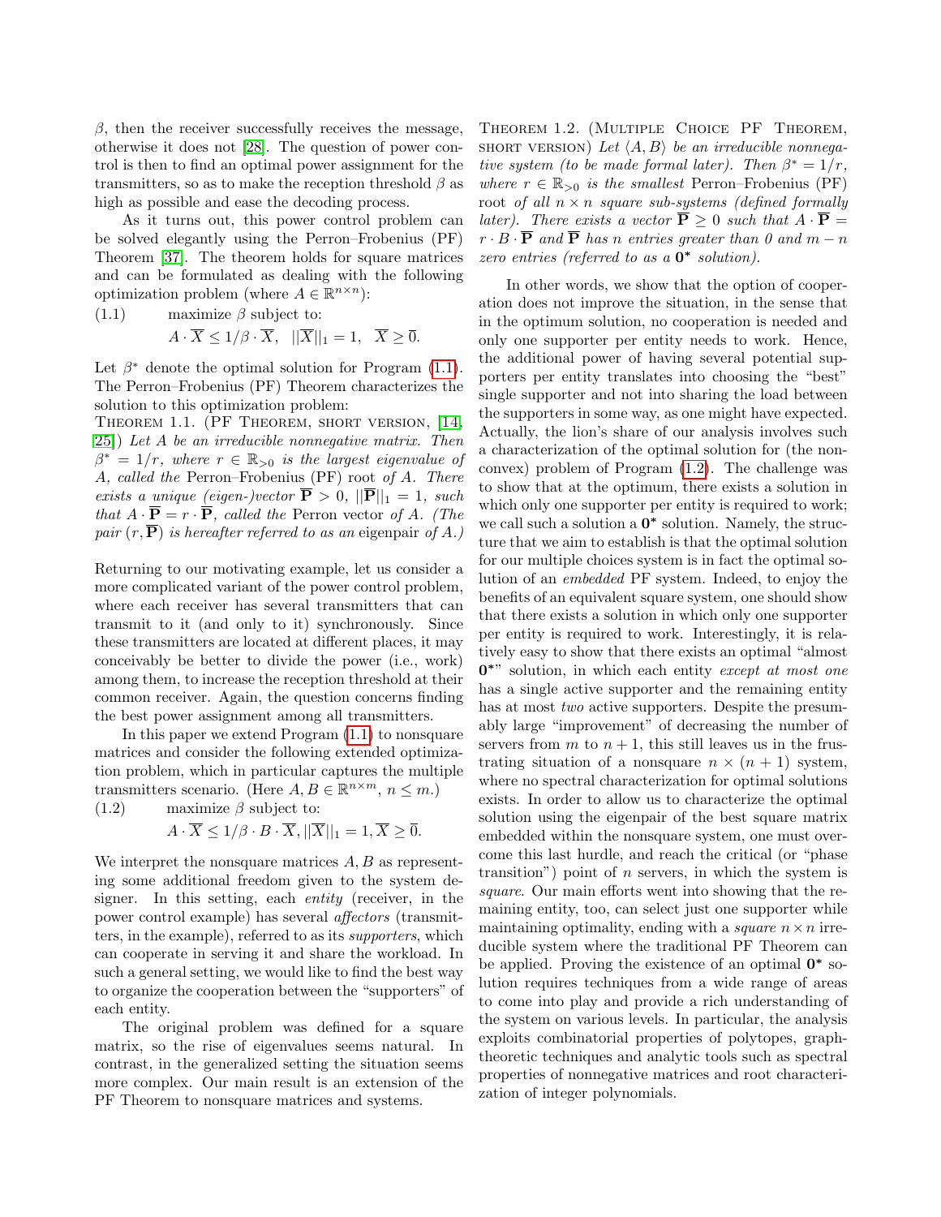$\beta$, then the receiver successfully receives the message, otherwise it does not [28]. The question of power control is then to find an optimal power assignment for the transmitters, so as to make the reception threshold $\beta$ as high as possible and ease the decoding process.

As it turns out, this power control problem can be solved elegantly using the Perron–Frobenius (PF) Theorem [37]. The theorem holds for square matrices and can be formulated as dealing with the following optimization problem (where $A \in \mathbb{R}^{n \times n}$):

$$\text{(1.1)} \qquad \text{maximize } \beta \text{ subject to: } A \cdot \overline{X} \leq 1/\beta \cdot \overline{X}, \;\; ||\overline{X}||_1 = 1, \;\; \overline{X} \geq \overline{0}.$$

Let $\beta^*$ denote the optimal solution for Program (1.1). The Perron–Frobenius (PF) Theorem characterizes the solution to this optimization problem:

Theorem 1.1. (PF Theorem, short version, [14, 25]) *Let $A$ be an irreducible nonnegative matrix. Then $\beta^* = 1/r$, where $r \in \mathbb{R}_{>0}$ is the largest eigenvalue of $A$, called the* Perron–Frobenius (PF) root *of $A$. There exists a unique (eigen-)vector $\overline{\mathbf{P}} > 0$, $||\overline{\mathbf{P}}||_1 = 1$, such that $A \cdot \overline{\mathbf{P}} = r \cdot \overline{\mathbf{P}}$, called the* Perron vector *of $A$. (The pair $(r, \overline{\mathbf{P}})$ is hereafter referred to as an* eigenpair *of $A$.)*

Returning to our motivating example, let us consider a more complicated variant of the power control problem, where each receiver has several transmitters that can transmit to it (and only to it) synchronously. Since these transmitters are located at different places, it may conceivably be better to divide the power (i.e., work) among them, to increase the reception threshold at their common receiver. Again, the question concerns finding the best power assignment among all transmitters.

In this paper we extend Program (1.1) to nonsquare matrices and consider the following extended optimization problem, which in particular captures the multiple transmitters scenario. (Here $A, B \in \mathbb{R}^{n \times m}$, $n \leq m$.)

$$\text{(1.2)} \qquad \text{maximize } \beta \text{ subject to: } A \cdot \overline{X} \leq 1/\beta \cdot B \cdot \overline{X}, ||\overline{X}||_1 = 1, \overline{X} \geq \overline{0}.$$

We interpret the nonsquare matrices $A, B$ as representing some additional freedom given to the system designer. In this setting, each *entity* (receiver, in the power control example) has several *affectors* (transmitters, in the example), referred to as its *supporters*, which can cooperate in serving it and share the workload. In such a general setting, we would like to find the best way to organize the cooperation between the "supporters" of each entity.

The original problem was defined for a square matrix, so the rise of eigenvalues seems natural. In contrast, in the generalized setting the situation seems more complex. Our main result is an extension of the PF Theorem to nonsquare matrices and systems.

Theorem 1.2. (Multiple Choice PF Theorem, short version) *Let $\langle A, B \rangle$ be an irreducible nonnegative system (to be made formal later). Then $\beta^* = 1/r$, where $r \in \mathbb{R}_{>0}$ is the smallest* Perron–Frobenius (PF) root *of all $n \times n$ square sub-systems (defined formally later). There exists a vector $\overline{\mathbf{P}} \geq 0$ such that $A \cdot \overline{\mathbf{P}} = r \cdot B \cdot \overline{\mathbf{P}}$ and $\overline{\mathbf{P}}$ has $n$ entries greater than 0 and $m - n$ zero entries (referred to as a $\mathbf{0^*}$ solution).*

In other words, we show that the option of cooperation does not improve the situation, in the sense that in the optimum solution, no cooperation is needed and only one supporter per entity needs to work. Hence, the additional power of having several potential supporters per entity translates into choosing the "best" single supporter and not into sharing the load between the supporters in some way, as one might have expected. Actually, the lion's share of our analysis involves such a characterization of the optimal solution for (the nonconvex) problem of Program (1.2). The challenge was to show that at the optimum, there exists a solution in which only one supporter per entity is required to work; we call such a solution a $\mathbf{0^*}$ solution. Namely, the structure that we aim to establish is that the optimal solution for our multiple choices system is in fact the optimal solution of an *embedded* PF system. Indeed, to enjoy the benefits of an equivalent square system, one should show that there exists a solution in which only one supporter per entity is required to work. Interestingly, it is relatively easy to show that there exists an optimal "almost $\mathbf{0^*}$" solution, in which each entity *except at most one* has a single active supporter and the remaining entity has at most *two* active supporters. Despite the presumably large "improvement" of decreasing the number of servers from $m$ to $n+1$, this still leaves us in the frustrating situation of a nonsquare $n \times (n+1)$ system, where no spectral characterization for optimal solutions exists. In order to allow us to characterize the optimal solution using the eigenpair of the best square matrix embedded within the nonsquare system, one must overcome this last hurdle, and reach the critical (or "phase transition") point of $n$ servers, in which the system is *square*. Our main efforts went into showing that the remaining entity, too, can select just one supporter while maintaining optimality, ending with a *square* $n \times n$ irreducible system where the traditional PF Theorem can be applied. Proving the existence of an optimal $\mathbf{0^*}$ solution requires techniques from a wide range of areas to come into play and provide a rich understanding of the system on various levels. In particular, the analysis exploits combinatorial properties of polytopes, graph-theoretic techniques and analytic tools such as spectral properties of nonnegative matrices and root characterization of integer polynomials.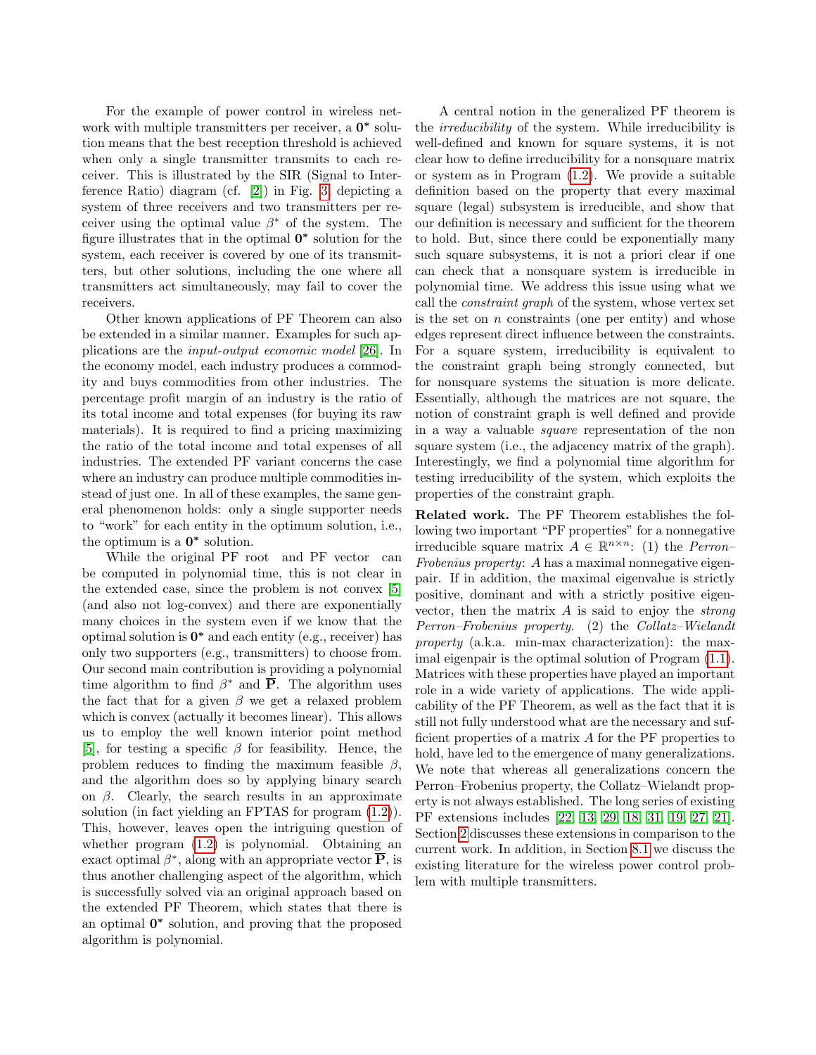For the example of power control in wireless network with multiple transmitters per receiver, a $\mathbf{0^*}$ solution means that the best reception threshold is achieved when only a single transmitter transmits to each receiver. This is illustrated by the SIR (Signal to Interference Ratio) diagram (cf. [2]) in Fig. 3 depicting a system of three receivers and two transmitters per receiver using the optimal value $\beta^*$ of the system. The figure illustrates that in the optimal $\mathbf{0^*}$ solution for the system, each receiver is covered by one of its transmitters, but other solutions, including the one where all transmitters act simultaneously, may fail to cover the receivers.

Other known applications of PF Theorem can also be extended in a similar manner. Examples for such applications are the *input-output economic model* [26]. In the economy model, each industry produces a commodity and buys commodities from other industries. The percentage profit margin of an industry is the ratio of its total income and total expenses (for buying its raw materials). It is required to find a pricing maximizing the ratio of the total income and total expenses of all industries. The extended PF variant concerns the case where an industry can produce multiple commodities instead of just one. In all of these examples, the same general phenomenon holds: only a single supporter needs to "work" for each entity in the optimum solution, i.e., the optimum is a $\mathbf{0^*}$ solution.

While the original PF root and PF vector can be computed in polynomial time, this is not clear in the extended case, since the problem is not convex [5] (and also not log-convex) and there are exponentially many choices in the system even if we know that the optimal solution is $\mathbf{0^*}$ and each entity (e.g., receiver) has only two supporters (e.g., transmitters) to choose from. Our second main contribution is providing a polynomial time algorithm to find $\beta^*$ and $\overline{\mathbf{P}}$. The algorithm uses the fact that for a given $\beta$ we get a relaxed problem which is convex (actually it becomes linear). This allows us to employ the well known interior point method [5], for testing a specific $\beta$ for feasibility. Hence, the problem reduces to finding the maximum feasible $\beta$, and the algorithm does so by applying binary search on $\beta$. Clearly, the search results in an approximate solution (in fact yielding an FPTAS for program (1.2)). This, however, leaves open the intriguing question of whether program (1.2) is polynomial. Obtaining an exact optimal $\beta^*$, along with an appropriate vector $\overline{\mathbf{P}}$, is thus another challenging aspect of the algorithm, which is successfully solved via an original approach based on the extended PF Theorem, which states that there is an optimal $\mathbf{0^*}$ solution, and proving that the proposed algorithm is polynomial.

A central notion in the generalized PF theorem is the *irreducibility* of the system. While irreducibility is well-defined and known for square systems, it is not clear how to define irreducibility for a nonsquare matrix or system as in Program (1.2). We provide a suitable definition based on the property that every maximal square (legal) subsystem is irreducible, and show that our definition is necessary and sufficient for the theorem to hold. But, since there could be exponentially many such square subsystems, it is not a priori clear if one can check that a nonsquare system is irreducible in polynomial time. We address this issue using what we call the *constraint graph* of the system, whose vertex set is the set on $n$ constraints (one per entity) and whose edges represent direct influence between the constraints. For a square system, irreducibility is equivalent to the constraint graph being strongly connected, but for nonsquare systems the situation is more delicate. Essentially, although the matrices are not square, the notion of constraint graph is well defined and provide in a way a valuable *square* representation of the non square system (i.e., the adjacency matrix of the graph). Interestingly, we find a polynomial time algorithm for testing irreducibility of the system, which exploits the properties of the constraint graph.

**Related work.** The PF Theorem establishes the following two important "PF properties" for a nonnegative irreducible square matrix $A \in \mathbb{R}^{n \times n}$: (1) the *Perron–Frobenius property*: $A$ has a maximal nonnegative eigenpair. If in addition, the maximal eigenvalue is strictly positive, dominant and with a strictly positive eigenvector, then the matrix $A$ is said to enjoy the *strong Perron–Frobenius property*. (2) the *Collatz–Wielandt property* (a.k.a. min-max characterization): the maximal eigenpair is the optimal solution of Program (1.1). Matrices with these properties have played an important role in a wide variety of applications. The wide applicability of the PF Theorem, as well as the fact that it is still not fully understood what are the necessary and sufficient properties of a matrix $A$ for the PF properties to hold, have led to the emergence of many generalizations. We note that whereas all generalizations concern the Perron–Frobenius property, the Collatz–Wielandt property is not always established. The long series of existing PF extensions includes [22, 13, 29, 18, 31, 19, 27, 21]. Section 2 discusses these extensions in comparison to the current work. In addition, in Section 8.1 we discuss the existing literature for the wireless power control problem with multiple transmitters.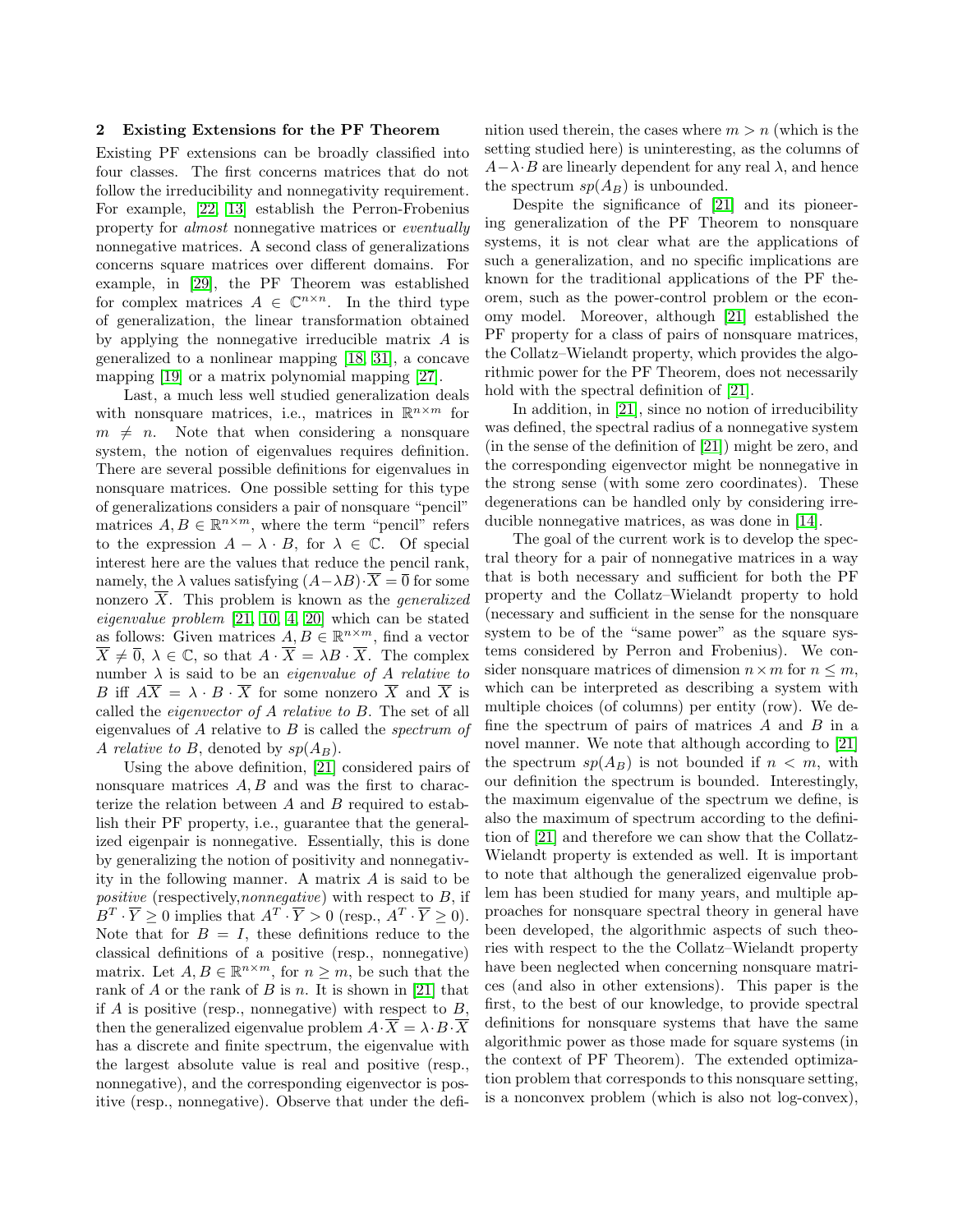## 2 Existing Extensions for the PF Theorem

Existing PF extensions can be broadly classified into four classes. The first concerns matrices that do not follow the irreducibility and nonnegativity requirement. For example, [22, 13] establish the Perron-Frobenius property for *almost* nonnegative matrices or *eventually* nonnegative matrices. A second class of generalizations concerns square matrices over different domains. For example, in [29], the PF Theorem was established for complex matrices $A \in \mathbb{C}^{n \times n}$. In the third type of generalization, the linear transformation obtained by applying the nonnegative irreducible matrix $A$ is generalized to a nonlinear mapping [18, 31], a concave mapping [19] or a matrix polynomial mapping [27].

Last, a much less well studied generalization deals with nonsquare matrices, i.e., matrices in $\mathbb{R}^{n \times m}$ for $m \neq n$. Note that when considering a nonsquare system, the notion of eigenvalues requires definition. There are several possible definitions for eigenvalues in nonsquare matrices. One possible setting for this type of generalizations considers a pair of nonsquare "pencil" matrices $A, B \in \mathbb{R}^{n \times m}$, where the term "pencil" refers to the expression $A - \lambda \cdot B$, for $\lambda \in \mathbb{C}$. Of special interest here are the values that reduce the pencil rank, namely, the $\lambda$ values satisfying $(A - \lambda B) \cdot \overline{X} = \overline{0}$ for some nonzero $\overline{X}$. This problem is known as the *generalized eigenvalue problem* [21, 10, 4, 20] which can be stated as follows: Given matrices $A, B \in \mathbb{R}^{n \times m}$, find a vector $\overline{X} \neq \overline{0}$, $\lambda \in \mathbb{C}$, so that $A \cdot \overline{X} = \lambda B \cdot \overline{X}$. The complex number $\lambda$ is said to be an *eigenvalue of A relative to B* iff $A\overline{X} = \lambda \cdot B \cdot \overline{X}$ for some nonzero $\overline{X}$ and $\overline{X}$ is called the *eigenvector of A relative to B*. The set of all eigenvalues of $A$ relative to $B$ is called the *spectrum of A relative to B*, denoted by $sp(A_B)$.

Using the above definition, [21] considered pairs of nonsquare matrices $A, B$ and was the first to characterize the relation between $A$ and $B$ required to establish their PF property, i.e., guarantee that the generalized eigenpair is nonnegative. Essentially, this is done by generalizing the notion of positivity and nonnegativity in the following manner. A matrix $A$ is said to be *positive* (respectively,*nonnegative*) with respect to $B$, if $B^T \cdot \overline{Y} \geq 0$ implies that $A^T \cdot \overline{Y} > 0$ (resp., $A^T \cdot \overline{Y} \geq 0$). Note that for $B = I$, these definitions reduce to the classical definitions of a positive (resp., nonnegative) matrix. Let $A, B \in \mathbb{R}^{n \times m}$, for $n \geq m$, be such that the rank of $A$ or the rank of $B$ is $n$. It is shown in [21] that if $A$ is positive (resp., nonnegative) with respect to $B$, then the generalized eigenvalue problem $A \cdot \overline{X} = \lambda \cdot B \cdot \overline{X}$ has a discrete and finite spectrum, the eigenvalue with the largest absolute value is real and positive (resp., nonnegative), and the corresponding eigenvector is positive (resp., nonnegative). Observe that under the definition used therein, the cases where $m > n$ (which is the setting studied here) is uninteresting, as the columns of $A - \lambda \cdot B$ are linearly dependent for any real $\lambda$, and hence the spectrum $sp(A_B)$ is unbounded.

Despite the significance of [21] and its pioneering generalization of the PF Theorem to nonsquare systems, it is not clear what are the applications of such a generalization, and no specific implications are known for the traditional applications of the PF theorem, such as the power-control problem or the economy model. Moreover, although [21] established the PF property for a class of pairs of nonsquare matrices, the Collatz–Wielandt property, which provides the algorithmic power for the PF Theorem, does not necessarily hold with the spectral definition of [21].

In addition, in [21], since no notion of irreducibility was defined, the spectral radius of a nonnegative system (in the sense of the definition of [21]) might be zero, and the corresponding eigenvector might be nonnegative in the strong sense (with some zero coordinates). These degenerations can be handled only by considering irreducible nonnegative matrices, as was done in [14].

The goal of the current work is to develop the spectral theory for a pair of nonnegative matrices in a way that is both necessary and sufficient for both the PF property and the Collatz–Wielandt property to hold (necessary and sufficient in the sense for the nonsquare system to be of the "same power" as the square systems considered by Perron and Frobenius). We consider nonsquare matrices of dimension $n \times m$ for $n \leq m$, which can be interpreted as describing a system with multiple choices (of columns) per entity (row). We define the spectrum of pairs of matrices $A$ and $B$ in a novel manner. We note that although according to [21] the spectrum $sp(A_B)$ is not bounded if $n < m$, with our definition the spectrum is bounded. Interestingly, the maximum eigenvalue of the spectrum we define, is also the maximum of spectrum according to the definition of [21] and therefore we can show that the Collatz-Wielandt property is extended as well. It is important to note that although the generalized eigenvalue problem has been studied for many years, and multiple approaches for nonsquare spectral theory in general have been developed, the algorithmic aspects of such theories with respect to the the Collatz–Wielandt property have been neglected when concerning nonsquare matrices (and also in other extensions). This paper is the first, to the best of our knowledge, to provide spectral definitions for nonsquare systems that have the same algorithmic power as those made for square systems (in the context of PF Theorem). The extended optimization problem that corresponds to this nonsquare setting, is a nonconvex problem (which is also not log-convex),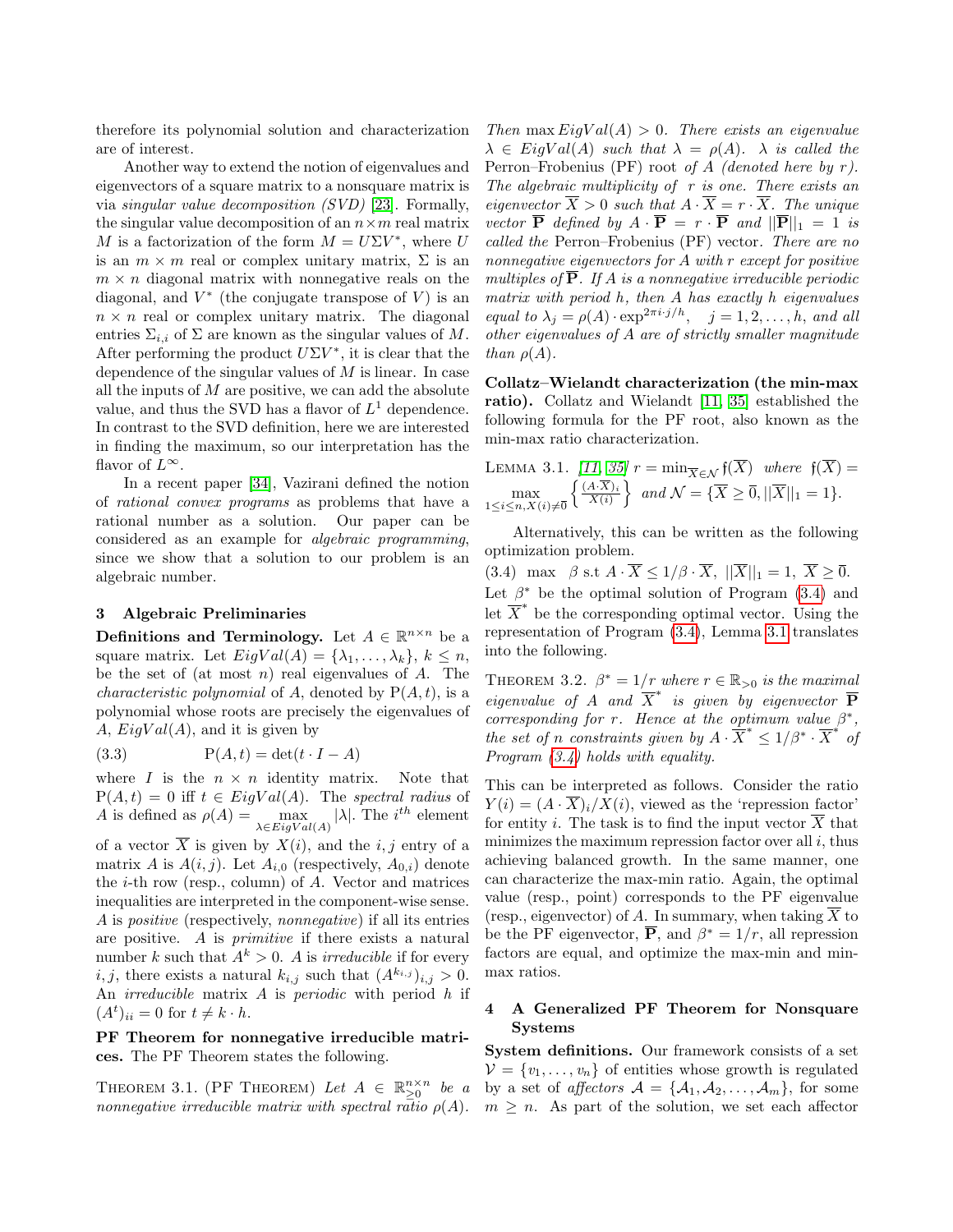therefore its polynomial solution and characterization are of interest.

Another way to extend the notion of eigenvalues and eigenvectors of a square matrix to a nonsquare matrix is via *singular value decomposition (SVD)* [23]. Formally, the singular value decomposition of an $n \times m$ real matrix $M$ is a factorization of the form $M = U\Sigma V^*$, where $U$ is an $m \times m$ real or complex unitary matrix, $\Sigma$ is an $m \times n$ diagonal matrix with nonnegative reals on the diagonal, and $V^*$ (the conjugate transpose of $V$) is an $n \times n$ real or complex unitary matrix. The diagonal entries $\Sigma_{i,i}$ of $\Sigma$ are known as the singular values of $M$. After performing the product $U\Sigma V^*$, it is clear that the dependence of the singular values of $M$ is linear. In case all the inputs of $M$ are positive, we can add the absolute value, and thus the SVD has a flavor of $L^1$ dependence. In contrast to the SVD definition, here we are interested in finding the maximum, so our interpretation has the flavor of $L^\infty$.

In a recent paper [34], Vazirani defined the notion of *rational convex programs* as problems that have a rational number as a solution. Our paper can be considered as an example for *algebraic programming*, since we show that a solution to our problem is an algebraic number.

## 3 Algebraic Preliminaries

**Definitions and Terminology.** Let $A \in \mathbb{R}^{n \times n}$ be a square matrix. Let $EigVal(A) = \{\lambda_1, \ldots, \lambda_k\}$, $k \leq n$, be the set of (at most $n$) real eigenvalues of $A$. The *characteristic polynomial* of $A$, denoted by $\mathrm{P}(A,t)$, is a polynomial whose roots are precisely the eigenvalues of $A$, $EigVal(A)$, and it is given by

$$(3.3) \qquad \mathrm{P}(A,t) = \det(t \cdot I - A)$$

where $I$ is the $n \times n$ identity matrix. Note that $\mathrm{P}(A,t) = 0$ iff $t \in EigVal(A)$. The *spectral radius* of $A$ is defined as $\rho(A) = \max_{\lambda \in EigVal(A)} |\lambda|$. The $i^{th}$ element of a vector $\overline{X}$ is given by $X(i)$, and the $i,j$ entry of a matrix $A$ is $A(i,j)$. Let $A_{i,0}$ (respectively, $A_{0,i}$) denote the $i$-th row (resp., column) of $A$. Vector and matrices inequalities are interpreted in the component-wise sense. $A$ is *positive* (respectively, *nonnegative*) if all its entries are positive. $A$ is *primitive* if there exists a natural number $k$ such that $A^k > 0$. $A$ is *irreducible* if for every $i,j$, there exists a natural $k_{i,j}$ such that $(A^{k_{i,j}})_{i,j} > 0$. An *irreducible* matrix $A$ is *periodic* with period $h$ if $(A^t)_{ii} = 0$ for $t \neq k \cdot h$.

**PF Theorem for nonnegative irreducible matrices.** The PF Theorem states the following.

THEOREM 3.1. (PF THEOREM) *Let $A \in \mathbb{R}^{n \times n}_{\geq 0}$ be a nonnegative irreducible matrix with spectral ratio $\rho(A)$. Then $\max EigVal(A) > 0$. There exists an eigenvalue $\lambda \in EigVal(A)$ such that $\lambda = \rho(A)$. $\lambda$ is called the* Perron–Frobenius (PF) root *of $A$ (denoted here by $r$). The algebraic multiplicity of $r$ is one. There exists an eigenvector $\overline{X} > 0$ such that $A \cdot \overline{X} = r \cdot \overline{X}$. The unique vector $\overline{\mathbf{P}}$ defined by $A \cdot \overline{\mathbf{P}} = r \cdot \overline{\mathbf{P}}$ and $||\overline{\mathbf{P}}||_1 = 1$ is called the* Perron–Frobenius (PF) vector. *There are no nonnegative eigenvectors for $A$ with $r$ except for positive multiples of $\overline{\mathbf{P}}$. If $A$ is a nonnegative irreducible periodic matrix with period $h$, then $A$ has exactly $h$ eigenvalues equal to $\lambda_j = \rho(A) \cdot \exp^{2\pi i \cdot j/h}$, $\ j = 1, 2, \ldots, h$, and all other eigenvalues of $A$ are of strictly smaller magnitude than $\rho(A)$.*

**Collatz–Wielandt characterization (the min-max ratio).** Collatz and Wielandt [11, 35] established the following formula for the PF root, also known as the min-max ratio characterization.

LEMMA 3.1. *[11, 35] $r = \min_{\overline{X} \in \mathcal{N}} \mathfrak{f}(\overline{X})$ where $\mathfrak{f}(\overline{X}) = \max_{1 \leq i \leq n, X(i) \neq \overline{0}} \left\{ \frac{(A \cdot \overline{X})_i}{X(i)} \right\}$ and $\mathcal{N} = \{\overline{X} \geq \overline{0}, ||\overline{X}||_1 = 1\}$.*

Alternatively, this can be written as the following optimization problem.

$$(3.4) \quad \max \quad \beta \text{ s.t } A \cdot \overline{X} \leq 1/\beta \cdot \overline{X}, \ ||\overline{X}||_1 = 1, \ \overline{X} \geq \overline{0}.$$

Let $\beta^*$ be the optimal solution of Program (3.4) and let $\overline{X}^*$ be the corresponding optimal vector. Using the representation of Program (3.4), Lemma 3.1 translates into the following.

THEOREM 3.2. *$\beta^* = 1/r$ where $r \in \mathbb{R}_{>0}$ is the maximal eigenvalue of $A$ and $\overline{X}^*$ is given by eigenvector $\overline{\mathbf{P}}$ corresponding for $r$. Hence at the optimum value $\beta^*$, the set of $n$ constraints given by $A \cdot \overline{X}^* \leq 1/\beta^* \cdot \overline{X}^*$ of Program (3.4) holds with equality.*

This can be interpreted as follows. Consider the ratio $Y(i) = (A \cdot \overline{X})_i / X(i)$, viewed as the 'repression factor' for entity $i$. The task is to find the input vector $\overline{X}$ that minimizes the maximum repression factor over all $i$, thus achieving balanced growth. In the same manner, one can characterize the max-min ratio. Again, the optimal value (resp., point) corresponds to the PF eigenvalue (resp., eigenvector) of $A$. In summary, when taking $\overline{X}$ to be the PF eigenvector, $\overline{\mathbf{P}}$, and $\beta^* = 1/r$, all repression factors are equal, and optimize the max-min and min-max ratios.

## 4 A Generalized PF Theorem for Nonsquare Systems

**System definitions.** Our framework consists of a set $\mathcal{V} = \{v_1, \ldots, v_n\}$ of entities whose growth is regulated by a set of *affectors* $\mathcal{A} = \{\mathcal{A}_1, \mathcal{A}_2, \ldots, \mathcal{A}_m\}$, for some $m \geq n$. As part of the solution, we set each affector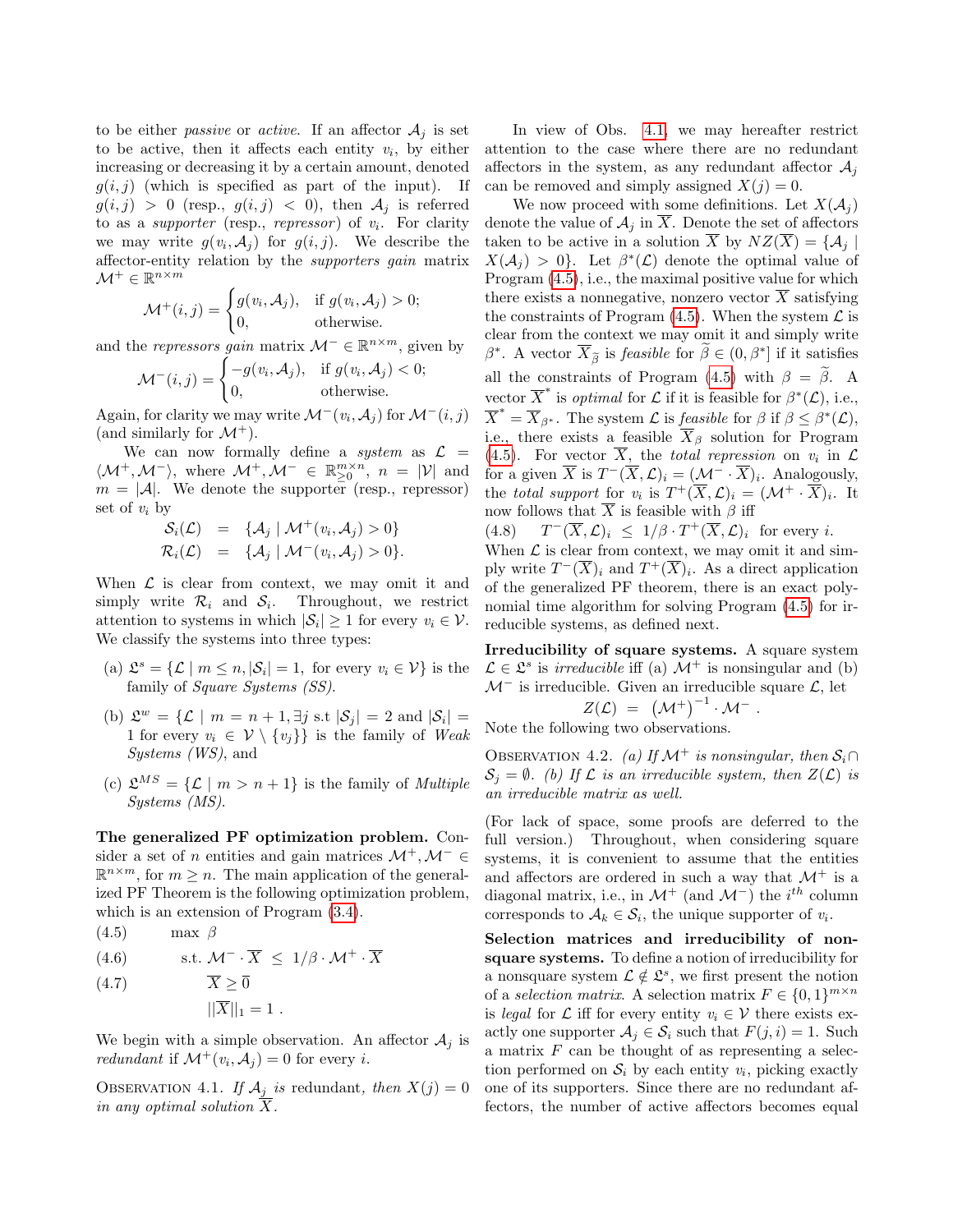to be either *passive* or *active*. If an affector $\mathcal{A}_j$ is set to be active, then it affects each entity $v_i$, by either increasing or decreasing it by a certain amount, denoted $g(i,j)$ (which is specified as part of the input). If $g(i,j) > 0$ (resp., $g(i,j) < 0$), then $\mathcal{A}_j$ is referred to as a *supporter* (resp., *repressor*) of $v_i$. For clarity we may write $g(v_i, \mathcal{A}_j)$ for $g(i,j)$. We describe the affector-entity relation by the *supporters gain* matrix $\mathcal{M}^+ \in \mathbb{R}^{n\times m}$

$$\mathcal{M}^+(i,j) = \begin{cases} g(v_i, \mathcal{A}_j), & \text{if } g(v_i, \mathcal{A}_j) > 0; \\ 0, & \text{otherwise.} \end{cases}$$

and the *repressors gain* matrix $\mathcal{M}^- \in \mathbb{R}^{n\times m}$, given by

$$\mathcal{M}^-(i,j) = \begin{cases} -g(v_i, \mathcal{A}_j), & \text{if } g(v_i, \mathcal{A}_j) < 0; \\ 0, & \text{otherwise.} \end{cases}$$

Again, for clarity we may write $\mathcal{M}^-(v_i, \mathcal{A}_j)$ for $\mathcal{M}^-(i,j)$ (and similarly for $\mathcal{M}^+$).

We can now formally define a *system* as $\mathcal{L} = \langle \mathcal{M}^+, \mathcal{M}^- \rangle$, where $\mathcal{M}^+, \mathcal{M}^- \in \mathbb{R}^{m\times n}_{\geq 0}$, $n = |\mathcal{V}|$ and $m = |\mathcal{A}|$. We denote the supporter (resp., repressor) set of $v_i$ by

$$\begin{aligned} \mathcal{S}_i(\mathcal{L}) &= \{\mathcal{A}_j \mid \mathcal{M}^+(v_i, \mathcal{A}_j) > 0\} \\ \mathcal{R}_i(\mathcal{L}) &= \{\mathcal{A}_j \mid \mathcal{M}^-(v_i, \mathcal{A}_j) > 0\}. \end{aligned}$$

When $\mathcal{L}$ is clear from context, we may omit it and simply write $\mathcal{R}_i$ and $\mathcal{S}_i$. Throughout, we restrict attention to systems in which $|\mathcal{S}_i| \geq 1$ for every $v_i \in \mathcal{V}$. We classify the systems into three types:

(a) $\mathfrak{L}^s = \{\mathcal{L} \mid m \leq n, |\mathcal{S}_i| = 1, \text{ for every } v_i \in \mathcal{V}\}$ is the family of *Square Systems (SS)*.

(b) $\mathfrak{L}^w = \{\mathcal{L} \mid m = n+1, \exists j \text{ s.t } |\mathcal{S}_j| = 2 \text{ and } |\mathcal{S}_i| = 1 \text{ for every } v_i \in \mathcal{V} \setminus \{v_j\}\}$ is the family of *Weak Systems (WS)*, and

(c) $\mathfrak{L}^{MS} = \{\mathcal{L} \mid m > n+1\}$ is the family of *Multiple Systems (MS)*.

**The generalized PF optimization problem.** Consider a set of $n$ entities and gain matrices $\mathcal{M}^+, \mathcal{M}^- \in \mathbb{R}^{n\times m}$, for $m \geq n$. The main application of the generalized PF Theorem is the following optimization problem, which is an extension of Program (3.4).

$$\begin{aligned} &(4.5) \qquad \max\ \beta \\ &(4.6) \qquad \text{s.t. } \mathcal{M}^- \cdot \overline{X} \ \leq\ 1/\beta \cdot \mathcal{M}^+ \cdot \overline{X} \\ &(4.7) \qquad \overline{X} \geq \overline{0} \\ &\qquad\qquad ||\overline{X}||_1 = 1\ . \end{aligned}$$

We begin with a simple observation. An affector $\mathcal{A}_j$ is *redundant* if $\mathcal{M}^+(v_i, \mathcal{A}_j) = 0$ for every $i$.

OBSERVATION 4.1. *If $\mathcal{A}_j$ is* redundant*, then $X(j) = 0$ in any optimal solution $\overline{X}$.*

In view of Obs. 4.1, we may hereafter restrict attention to the case where there are no redundant affectors in the system, as any redundant affector $\mathcal{A}_j$ can be removed and simply assigned $X(j) = 0$.

We now proceed with some definitions. Let $X(\mathcal{A}_j)$ denote the value of $\mathcal{A}_j$ in $\overline{X}$. Denote the set of affectors taken to be active in a solution $\overline{X}$ by $NZ(\overline{X}) = \{\mathcal{A}_j \mid X(\mathcal{A}_j) > 0\}$. Let $\beta^*(\mathcal{L})$ denote the optimal value of Program (4.5), i.e., the maximal positive value for which there exists a nonnegative, nonzero vector $\overline{X}$ satisfying the constraints of Program (4.5). When the system $\mathcal{L}$ is clear from the context we may omit it and simply write $\beta^*$. A vector $\overline{X}_{\widetilde{\beta}}$ is *feasible* for $\widetilde{\beta} \in (0, \beta^*]$ if it satisfies all the constraints of Program (4.5) with $\beta = \widetilde{\beta}$. A vector $\overline{X}^*$ is *optimal* for $\mathcal{L}$ if it is feasible for $\beta^*(\mathcal{L})$, i.e., $\overline{X}^* = \overline{X}_{\beta^*}$. The system $\mathcal{L}$ is *feasible* for $\beta$ if $\beta \leq \beta^*(\mathcal{L})$, i.e., there exists a feasible $\overline{X}_\beta$ solution for Program (4.5). For vector $\overline{X}$, the *total repression* on $v_i$ in $\mathcal{L}$ for a given $\overline{X}$ is $T^-(\overline{X}, \mathcal{L})_i = (\mathcal{M}^- \cdot \overline{X})_i$. Analogously, the *total support* for $v_i$ is $T^+(\overline{X}, \mathcal{L})_i = (\mathcal{M}^+ \cdot \overline{X})_i$. It now follows that $\overline{X}$ is feasible with $\beta$ iff

$$(4.8) \qquad T^-(\overline{X}, \mathcal{L})_i \ \leq\ 1/\beta \cdot T^+(\overline{X}, \mathcal{L})_i \ \text{ for every } i.$$

When $\mathcal{L}$ is clear from context, we may omit it and simply write $T^-(\overline{X})_i$ and $T^+(\overline{X})_i$. As a direct application of the generalized PF theorem, there is an exact polynomial time algorithm for solving Program (4.5) for irreducible systems, as defined next.

**Irreducibility of square systems.** A square system $\mathcal{L} \in \mathfrak{L}^s$ is *irreducible* iff (a) $\mathcal{M}^+$ is nonsingular and (b) $\mathcal{M}^-$ is irreducible. Given an irreducible square $\mathcal{L}$, let

$$Z(\mathcal{L}) \ =\ \left(\mathcal{M}^+\right)^{-1} \cdot \mathcal{M}^-\ .$$

Note the following two observations.

OBSERVATION 4.2. *(a) If $\mathcal{M}^+$ is nonsingular, then $\mathcal{S}_i \cap \mathcal{S}_j = \emptyset$. (b) If $\mathcal{L}$ is an irreducible system, then $Z(\mathcal{L})$ is an irreducible matrix as well.*

(For lack of space, some proofs are deferred to the full version.) Throughout, when considering square systems, it is convenient to assume that the entities and affectors are ordered in such a way that $\mathcal{M}^+$ is a diagonal matrix, i.e., in $\mathcal{M}^+$ (and $\mathcal{M}^-$) the $i^{th}$ column corresponds to $\mathcal{A}_k \in \mathcal{S}_i$, the unique supporter of $v_i$.

**Selection matrices and irreducibility of nonsquare systems.** To define a notion of irreducibility for a nonsquare system $\mathcal{L} \notin \mathfrak{L}^s$, we first present the notion of a *selection matrix*. A selection matrix $F \in \{0,1\}^{m\times n}$ is *legal* for $\mathcal{L}$ iff for every entity $v_i \in \mathcal{V}$ there exists exactly one supporter $\mathcal{A}_j \in \mathcal{S}_i$ such that $F(j,i) = 1$. Such a matrix $F$ can be thought of as representing a selection performed on $\mathcal{S}_i$ by each entity $v_i$, picking exactly one of its supporters. Since there are no redundant affectors, the number of active affectors becomes equal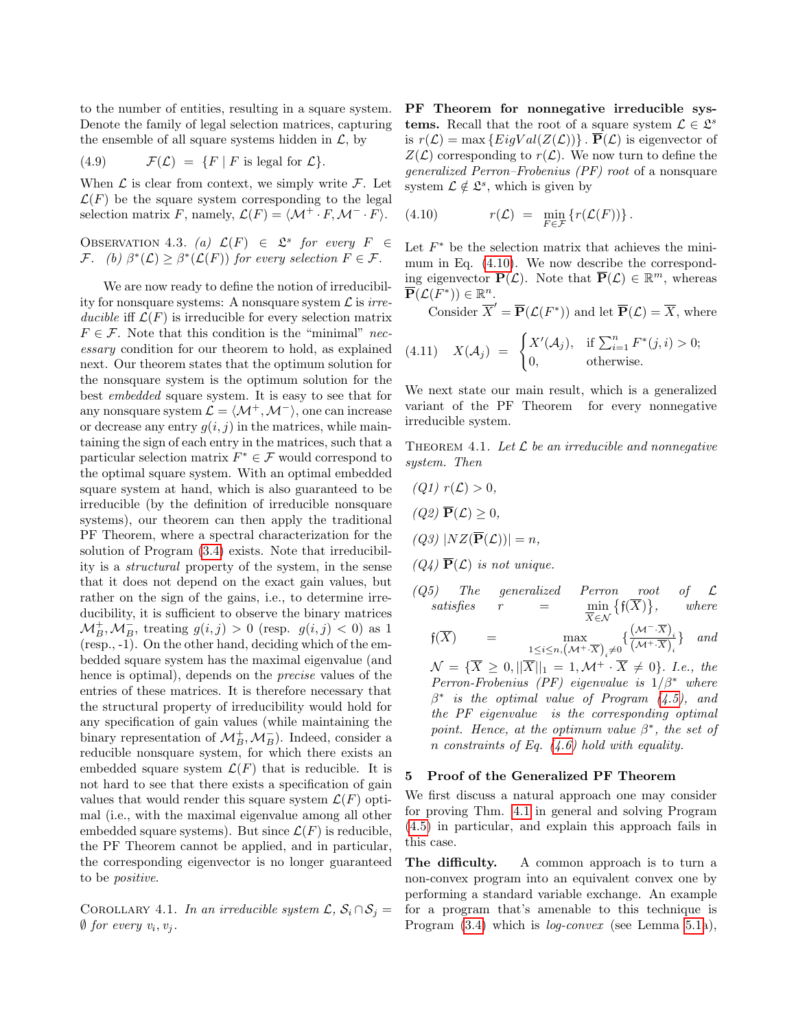to the number of entities, resulting in a square system. Denote the family of legal selection matrices, capturing the ensemble of all square systems hidden in $\mathcal{L}$, by

$$\mathcal{F}(\mathcal{L}) \;=\; \{F \mid F \text{ is legal for } \mathcal{L}\}. \tag{4.9}$$

When $\mathcal{L}$ is clear from context, we simply write $\mathcal{F}$. Let $\mathcal{L}(F)$ be the square system corresponding to the legal selection matrix $F$, namely, $\mathcal{L}(F) = \langle \mathcal{M}^+ \cdot F, \mathcal{M}^- \cdot F \rangle$.

OBSERVATION 4.3. *(a) $\mathcal{L}(F) \in \mathfrak{L}^s$ for every $F \in \mathcal{F}$. (b) $\beta^*(\mathcal{L}) \geq \beta^*(\mathcal{L}(F))$ for every selection $F \in \mathcal{F}$.*

We are now ready to define the notion of irreducibility for nonsquare systems: A nonsquare system $\mathcal{L}$ is *irreducible* iff $\mathcal{L}(F)$ is irreducible for every selection matrix $F \in \mathcal{F}$. Note that this condition is the "minimal" *necessary* condition for our theorem to hold, as explained next. Our theorem states that the optimum solution for the nonsquare system is the optimum solution for the best *embedded* square system. It is easy to see that for any nonsquare system $\mathcal{L} = \langle \mathcal{M}^+, \mathcal{M}^- \rangle$, one can increase or decrease any entry $g(i,j)$ in the matrices, while maintaining the sign of each entry in the matrices, such that a particular selection matrix $F^* \in \mathcal{F}$ would correspond to the optimal square system. With an optimal embedded square system at hand, which is also guaranteed to be irreducible (by the definition of irreducible nonsquare systems), our theorem can then apply the traditional PF Theorem, where a spectral characterization for the solution of Program (3.4) exists. Note that irreducibility is a *structural* property of the system, in the sense that it does not depend on the exact gain values, but rather on the sign of the gains, i.e., to determine irreducibility, it is sufficient to observe the binary matrices $\mathcal{M}^+_B, \mathcal{M}^-_B$, treating $g(i,j) > 0$ (resp. $g(i,j) < 0$) as 1 (resp., -1). On the other hand, deciding which of the embedded square system has the maximal eigenvalue (and hence is optimal), depends on the *precise* values of the entries of these matrices. It is therefore necessary that the structural property of irreducibility would hold for any specification of gain values (while maintaining the binary representation of $\mathcal{M}^+_B, \mathcal{M}^-_B$). Indeed, consider a reducible nonsquare system, for which there exists an embedded square system $\mathcal{L}(F)$ that is reducible. It is not hard to see that there exists a specification of gain values that would render this square system $\mathcal{L}(F)$ optimal (i.e., with the maximal eigenvalue among all other embedded square systems). But since $\mathcal{L}(F)$ is reducible, the PF Theorem cannot be applied, and in particular, the corresponding eigenvector is no longer guaranteed to be *positive*.

COROLLARY 4.1. *In an irreducible system $\mathcal{L}$, $\mathcal{S}_i \cap \mathcal{S}_j = \emptyset$ for every $v_i, v_j$.*

**PF Theorem for nonnegative irreducible systems.** Recall that the root of a square system $\mathcal{L} \in \mathfrak{L}^s$ is $r(\mathcal{L}) = \max\{EigVal(Z(\mathcal{L}))\}$. $\overline{\mathbf{P}}(\mathcal{L})$ is eigenvector of $Z(\mathcal{L})$ corresponding to $r(\mathcal{L})$. We now turn to define the *generalized Perron–Frobenius (PF) root* of a nonsquare system $\mathcal{L} \notin \mathfrak{L}^s$, which is given by

$$r(\mathcal{L}) \;=\; \min_{F \in \mathcal{F}} \{r(\mathcal{L}(F))\}. \tag{4.10}$$

Let $F^*$ be the selection matrix that achieves the minimum in Eq. (4.10). We now describe the corresponding eigenvector $\overline{\mathbf{P}}(\mathcal{L})$. Note that $\overline{\mathbf{P}}(\mathcal{L}) \in \mathbb{R}^m$, whereas $\overline{\mathbf{P}}(\mathcal{L}(F^*)) \in \mathbb{R}^n$.

Consider $\overline{X}' = \overline{\mathbf{P}}(\mathcal{L}(F^*))$ and let $\overline{\mathbf{P}}(\mathcal{L}) = \overline{X}$, where

$$X(\mathcal{A}_j) \;=\; \begin{cases} X'(\mathcal{A}_j), & \text{if } \sum_{i=1}^n F^*(j,i) > 0; \\ 0, & \text{otherwise.} \end{cases} \tag{4.11}$$

We next state our main result, which is a generalized variant of the PF Theorem for every nonnegative irreducible system.

THEOREM 4.1. *Let $\mathcal{L}$ be an irreducible and nonnegative system. Then*

*(Q1) $r(\mathcal{L}) > 0$,*

*(Q2) $\overline{\mathbf{P}}(\mathcal{L}) \geq 0$,*

*(Q3) $|NZ(\overline{\mathbf{P}}(\mathcal{L}))| = n$,*

*(Q4) $\overline{\mathbf{P}}(\mathcal{L})$ is not unique.*

*(Q5) The generalized Perron root of $\mathcal{L}$ satisfies $r = \min_{\overline{X} \in \mathcal{N}} \{\mathfrak{f}(\overline{X})\}$, where $\mathfrak{f}(\overline{X}) = \max_{1 \leq i \leq n, \left(\mathcal{M}^+ \cdot \overline{X}\right)_i \neq 0} \{\frac{\left(\mathcal{M}^- \cdot \overline{X}\right)_i}{\left(\mathcal{M}^+ \cdot \overline{X}\right)_i}\}$ and $\mathcal{N} = \{\overline{X} \geq 0, ||\overline{X}||_1 = 1, \mathcal{M}^+ \cdot \overline{X} \neq 0\}$. I.e., the Perron-Frobenius (PF) eigenvalue is $1/\beta^*$ where $\beta^*$ is the optimal value of Program (4.5), and the PF eigenvalue is the corresponding optimal point. Hence, at the optimum value $\beta^*$, the set of $n$ constraints of Eq. (4.6) hold with equality.*

## 5 Proof of the Generalized PF Theorem

We first discuss a natural approach one may consider for proving Thm. 4.1 in general and solving Program (4.5) in particular, and explain this approach fails in this case.

**The difficulty.** A common approach is to turn a non-convex program into an equivalent convex one by performing a standard variable exchange. An example for a program that's amenable to this technique is Program (3.4) which is *log-convex* (see Lemma 5.1a),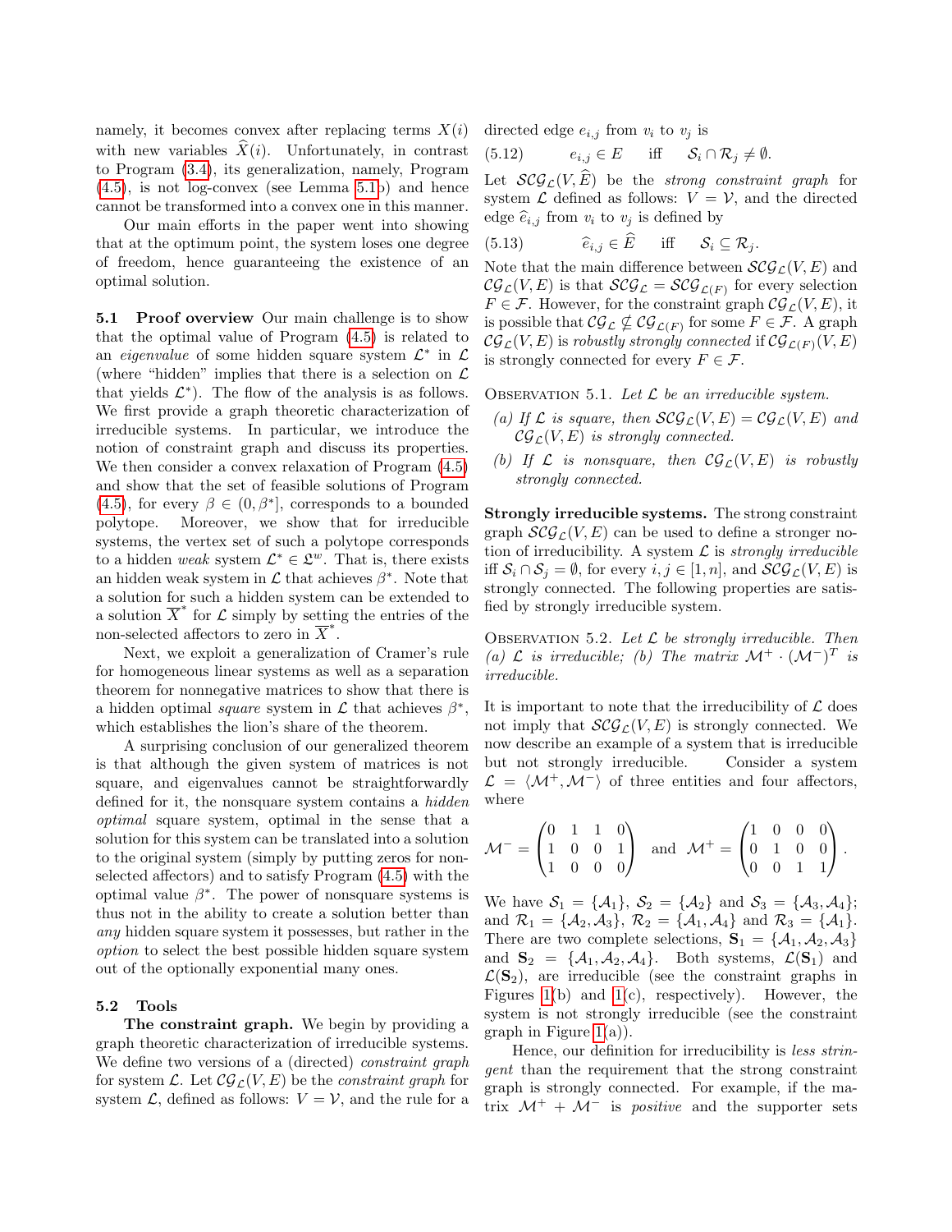namely, it becomes convex after replacing terms $X(i)$ with new variables $\widehat{X}(i)$. Unfortunately, in contrast to Program (3.4), its generalization, namely, Program (4.5), is not log-convex (see Lemma 5.1b) and hence cannot be transformed into a convex one in this manner.

Our main efforts in the paper went into showing that at the optimum point, the system loses one degree of freedom, hence guaranteeing the existence of an optimal solution.

### 5.1 Proof overview

Our main challenge is to show that the optimal value of Program (4.5) is related to an *eigenvalue* of some hidden square system $\mathcal{L}^*$ in $\mathcal{L}$ (where "hidden" implies that there is a selection on $\mathcal{L}$ that yields $\mathcal{L}^*$). The flow of the analysis is as follows. We first provide a graph theoretic characterization of irreducible systems. In particular, we introduce the notion of constraint graph and discuss its properties. We then consider a convex relaxation of Program (4.5) and show that the set of feasible solutions of Program (4.5), for every $\beta \in (0, \beta^*]$, corresponds to a bounded polytope. Moreover, we show that for irreducible systems, the vertex set of such a polytope corresponds to a hidden *weak* system $\mathcal{L}^* \in \mathfrak{L}^w$. That is, there exists an hidden weak system in $\mathcal{L}$ that achieves $\beta^*$. Note that a solution for such a hidden system can be extended to a solution $\overline{X}^*$ for $\mathcal{L}$ simply by setting the entries of the non-selected affectors to zero in $\overline{X}^*$.

Next, we exploit a generalization of Cramer's rule for homogeneous linear systems as well as a separation theorem for nonnegative matrices to show that there is a hidden optimal *square* system in $\mathcal{L}$ that achieves $\beta^*$, which establishes the lion's share of the theorem.

A surprising conclusion of our generalized theorem is that although the given system of matrices is not square, and eigenvalues cannot be straightforwardly defined for it, the nonsquare system contains a *hidden optimal* square system, optimal in the sense that a solution for this system can be translated into a solution to the original system (simply by putting zeros for non-selected affectors) and to satisfy Program (4.5) with the optimal value $\beta^*$. The power of nonsquare systems is thus not in the ability to create a solution better than *any* hidden square system it possesses, but rather in the *option* to select the best possible hidden square system out of the optionally exponential many ones.

### 5.2 Tools

**The constraint graph.** We begin by providing a graph theoretic characterization of irreducible systems. We define two versions of a (directed) *constraint graph* for system $\mathcal{L}$. Let $\mathcal{CG}_{\mathcal{L}}(V, E)$ be the *constraint graph* for system $\mathcal{L}$, defined as follows: $V = \mathcal{V}$, and the rule for a directed edge $e_{i,j}$ from $v_i$ to $v_j$ is

$$e_{i,j} \in E \quad \text{iff} \quad \mathcal{S}_i \cap \mathcal{R}_j \neq \emptyset. \tag{5.12}$$

Let $\mathcal{SCG}_{\mathcal{L}}(V, \widehat{E})$ be the *strong constraint graph* for system $\mathcal{L}$ defined as follows: $V = \mathcal{V}$, and the directed edge $\widehat{e}_{i,j}$ from $v_i$ to $v_j$ is defined by

$$\widehat{e}_{i,j} \in \widehat{E} \quad \text{iff} \quad \mathcal{S}_i \subseteq \mathcal{R}_j. \tag{5.13}$$

Note that the main difference between $\mathcal{SCG}_{\mathcal{L}}(V, E)$ and $\mathcal{CG}_{\mathcal{L}}(V, E)$ is that $\mathcal{SCG}_{\mathcal{L}} = \mathcal{SCG}_{\mathcal{L}(F)}$ for every selection $F \in \mathcal{F}$. However, for the constraint graph $\mathcal{CG}_{\mathcal{L}}(V, E)$, it is possible that $\mathcal{CG}_{\mathcal{L}} \nsubseteq \mathcal{CG}_{\mathcal{L}(F)}$ for some $F \in \mathcal{F}$. A graph $\mathcal{CG}_{\mathcal{L}}(V, E)$ is *robustly strongly connected* if $\mathcal{CG}_{\mathcal{L}(F)}(V, E)$ is strongly connected for every $F \in \mathcal{F}$.

Observation 5.1. *Let $\mathcal{L}$ be an irreducible system.*

*(a) If $\mathcal{L}$ is square, then $\mathcal{SCG}_{\mathcal{L}}(V, E) = \mathcal{CG}_{\mathcal{L}}(V, E)$ and $\mathcal{CG}_{\mathcal{L}}(V, E)$ is strongly connected.*

*(b) If $\mathcal{L}$ is nonsquare, then $\mathcal{CG}_{\mathcal{L}}(V, E)$ is robustly strongly connected.*

**Strongly irreducible systems.** The strong constraint graph $\mathcal{SCG}_{\mathcal{L}}(V, E)$ can be used to define a stronger notion of irreducibility. A system $\mathcal{L}$ is *strongly irreducible* iff $\mathcal{S}_i \cap \mathcal{S}_j = \emptyset$, for every $i, j \in [1, n]$, and $\mathcal{SCG}_{\mathcal{L}}(V, E)$ is strongly connected. The following properties are satisfied by strongly irreducible system.

Observation 5.2. *Let $\mathcal{L}$ be strongly irreducible. Then (a) $\mathcal{L}$ is irreducible; (b) The matrix $\mathcal{M}^+ \cdot (\mathcal{M}^-)^T$ is irreducible.*

It is important to note that the irreducibility of $\mathcal{L}$ does not imply that $\mathcal{SCG}_{\mathcal{L}}(V, E)$ is strongly connected. We now describe an example of a system that is irreducible but not strongly irreducible. Consider a system $\mathcal{L} = \langle \mathcal{M}^+, \mathcal{M}^- \rangle$ of three entities and four affectors, where

$$\mathcal{M}^- = \begin{pmatrix} 0 & 1 & 1 & 0 \\ 1 & 0 & 0 & 1 \\ 1 & 0 & 0 & 0 \end{pmatrix} \quad \text{and} \quad \mathcal{M}^+ = \begin{pmatrix} 1 & 0 & 0 & 0 \\ 0 & 1 & 0 & 0 \\ 0 & 0 & 1 & 1 \end{pmatrix}.$$

We have $\mathcal{S}_1 = \{\mathcal{A}_1\}$, $\mathcal{S}_2 = \{\mathcal{A}_2\}$ and $\mathcal{S}_3 = \{\mathcal{A}_3, \mathcal{A}_4\}$; and $\mathcal{R}_1 = \{\mathcal{A}_2, \mathcal{A}_3\}$, $\mathcal{R}_2 = \{\mathcal{A}_1, \mathcal{A}_4\}$ and $\mathcal{R}_3 = \{\mathcal{A}_1\}$. There are two complete selections, $\mathbf{S}_1 = \{\mathcal{A}_1, \mathcal{A}_2, \mathcal{A}_3\}$ and $\mathbf{S}_2 = \{\mathcal{A}_1, \mathcal{A}_2, \mathcal{A}_4\}$. Both systems, $\mathcal{L}(\mathbf{S}_1)$ and $\mathcal{L}(\mathbf{S}_2)$, are irreducible (see the constraint graphs in Figures 1(b) and 1(c), respectively). However, the system is not strongly irreducible (see the constraint graph in Figure 1(a)).

Hence, our definition for irreducibility is *less stringent* than the requirement that the strong constraint graph is strongly connected. For example, if the matrix $\mathcal{M}^+ + \mathcal{M}^-$ is *positive* and the supporter sets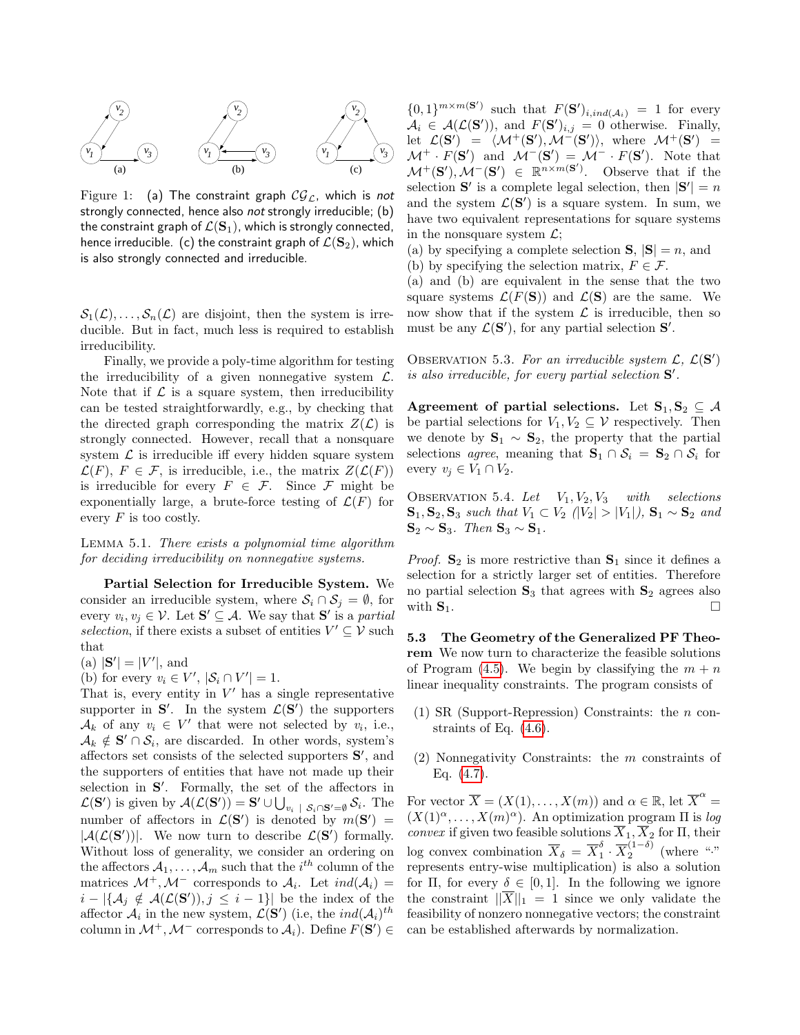Figure 1: (a) The constraint graph $\mathcal{CG}_{\mathcal{L}}$, which is *not* strongly connected, hence also *not* strongly irreducible; (b) the constraint graph of $\mathcal{L}(\mathbf{S}_1)$, which is strongly connected, hence irreducible. (c) the constraint graph of $\mathcal{L}(\mathbf{S}_2)$, which is also strongly connected and irreducible.

$\mathcal{S}_1(\mathcal{L}), \ldots, \mathcal{S}_n(\mathcal{L})$ are disjoint, then the system is irreducible. But in fact, much less is required to establish irreducibility.

Finally, we provide a poly-time algorithm for testing the irreducibility of a given nonnegative system $\mathcal{L}$. Note that if $\mathcal{L}$ is a square system, then irreducibility can be tested straightforwardly, e.g., by checking that the directed graph corresponding the matrix $Z(\mathcal{L})$ is strongly connected. However, recall that a nonsquare system $\mathcal{L}$ is irreducible iff every hidden square system $\mathcal{L}(F)$, $F \in \mathcal{F}$, is irreducible, i.e., the matrix $Z(\mathcal{L}(F))$ is irreducible for every $F \in \mathcal{F}$. Since $\mathcal{F}$ might be exponentially large, a brute-force testing of $\mathcal{L}(F)$ for every $F$ is too costly.

Lemma 5.1. *There exists a polynomial time algorithm for deciding irreducibility on nonnegative systems.*

**Partial Selection for Irreducible System.** We consider an irreducible system, where $\mathcal{S}_i \cap \mathcal{S}_j = \emptyset$, for every $v_i, v_j \in \mathcal{V}$. Let $\mathbf{S}' \subseteq \mathcal{A}$. We say that $\mathbf{S}'$ is a *partial selection*, if there exists a subset of entities $V' \subseteq \mathcal{V}$ such that

(a) $|\mathbf{S}'| = |V'|$, and

(b) for every $v_i \in V'$, $|\mathcal{S}_i \cap V'| = 1$.

That is, every entity in $V'$ has a single representative supporter in $\mathbf{S}'$. In the system $\mathcal{L}(\mathbf{S}')$ the supporters $\mathcal{A}_k$ of any $v_i \in V'$ that were not selected by $v_i$, i.e., $\mathcal{A}_k \notin \mathbf{S}' \cap \mathcal{S}_i$, are discarded. In other words, system's affectors set consists of the selected supporters $\mathbf{S}'$, and the supporters of entities that have not made up their selection in $\mathbf{S}'$. Formally, the set of the affectors in $\mathcal{L}(\mathbf{S}')$ is given by $\mathcal{A}(\mathcal{L}(\mathbf{S}')) = \mathbf{S}' \cup \bigcup_{v_i \mid \mathcal{S}_i \cap \mathbf{S}' = \emptyset} \mathcal{S}_i$. The number of affectors in $\mathcal{L}(\mathbf{S}')$ is denoted by $m(\mathbf{S}') = |\mathcal{A}(\mathcal{L}(\mathbf{S}'))|$. We now turn to describe $\mathcal{L}(\mathbf{S}')$ formally. Without loss of generality, we consider an ordering on the affectors $\mathcal{A}_1, \ldots, \mathcal{A}_m$ such that the $i^{th}$ column of the matrices $\mathcal{M}^+, \mathcal{M}^-$ corresponds to $\mathcal{A}_i$. Let $ind(\mathcal{A}_i) = i - |\{\mathcal{A}_j \notin \mathcal{A}(\mathcal{L}(\mathbf{S}')), j \leq i-1\}|$ be the index of the affector $\mathcal{A}_i$ in the new system, $\mathcal{L}(\mathbf{S}')$ (i.e. the $ind(\mathcal{A}_i)^{th}$ column in $\mathcal{M}^+, \mathcal{M}^-$ corresponds to $\mathcal{A}_i$). Define $F(\mathbf{S}') \in \{0,1\}^{m \times m(\mathbf{S}')}$ such that $F(\mathbf{S}')_{i, ind(\mathcal{A}_i)} = 1$ for every $\mathcal{A}_i \in \mathcal{A}(\mathcal{L}(\mathbf{S}'))$, and $F(\mathbf{S}')_{i,j} = 0$ otherwise. Finally, let $\mathcal{L}(\mathbf{S}') = \langle \mathcal{M}^+(\mathbf{S}'), \mathcal{M}^-(\mathbf{S}') \rangle$, where $\mathcal{M}^+(\mathbf{S}') = \mathcal{M}^+ \cdot F(\mathbf{S}')$ and $\mathcal{M}^-(\mathbf{S}') = \mathcal{M}^- \cdot F(\mathbf{S}')$. Note that $\mathcal{M}^+(\mathbf{S}'), \mathcal{M}^-(\mathbf{S}') \in \mathbb{R}^{n \times m(\mathbf{S}')}$. Observe that if the selection $\mathbf{S}'$ is a complete legal selection, then $|\mathbf{S}'| = n$ and the system $\mathcal{L}(\mathbf{S}')$ is a square system. In sum, we have two equivalent representations for square systems in the nonsquare system $\mathcal{L}$;

(a) by specifying a complete selection $\mathbf{S}$, $|\mathbf{S}| = n$, and

(b) by specifying the selection matrix, $F \in \mathcal{F}$.

(a) and (b) are equivalent in the sense that the two square systems $\mathcal{L}(F(\mathbf{S}))$ and $\mathcal{L}(\mathbf{S})$ are the same. We now show that if the system $\mathcal{L}$ is irreducible, then so must be any $\mathcal{L}(\mathbf{S}')$, for any partial selection $\mathbf{S}'$.

Observation 5.3. *For an irreducible system $\mathcal{L}$, $\mathcal{L}(\mathbf{S}')$ is also irreducible, for every partial selection $\mathbf{S}'$.*

**Agreement of partial selections.** Let $\mathbf{S}_1, \mathbf{S}_2 \subseteq \mathcal{A}$ be partial selections for $V_1, V_2 \subseteq \mathcal{V}$ respectively. Then we denote by $\mathbf{S}_1 \sim \mathbf{S}_2$, the property that the partial selections *agree*, meaning that $\mathbf{S}_1 \cap \mathcal{S}_i = \mathbf{S}_2 \cap \mathcal{S}_i$ for every $v_j \in V_1 \cap V_2$.

Observation 5.4. *Let $V_1, V_2, V_3$ with selections $\mathbf{S}_1, \mathbf{S}_2, \mathbf{S}_3$ such that $V_1 \subset V_2$ ($|V_2| > |V_1|$), $\mathbf{S}_1 \sim \mathbf{S}_2$ and $\mathbf{S}_2 \sim \mathbf{S}_3$. Then $\mathbf{S}_3 \sim \mathbf{S}_1$.*

*Proof.* $\mathbf{S}_2$ is more restrictive than $\mathbf{S}_1$ since it defines a selection for a strictly larger set of entities. Therefore no partial selection $\mathbf{S}_3$ that agrees with $\mathbf{S}_2$ agrees also with $\mathbf{S}_1$. □

### 5.3 The Geometry of the Generalized PF Theorem

We now turn to characterize the feasible solutions of Program (4.5). We begin by classifying the $m + n$ linear inequality constraints. The program consists of

(1) SR (Support-Repression) Constraints: the $n$ constraints of Eq. (4.6).

(2) Nonnegativity Constraints: the $m$ constraints of Eq. (4.7).

For vector $\overline{X} = (X(1), \ldots, X(m))$ and $\alpha \in \mathbb{R}$, let $\overline{X}^{\alpha} = (X(1)^{\alpha}, \ldots, X(m)^{\alpha})$. An optimization program $\Pi$ is *log convex* if given two feasible solutions $\overline{X}_1, \overline{X}_2$ for $\Pi$, their log convex combination $\overline{X}_{\delta} = \overline{X}_1^{\delta} \cdot \overline{X}_2^{(1-\delta)}$ (where "$\cdot$" represents entry-wise multiplication) is also a solution for $\Pi$, for every $\delta \in [0, 1]$. In the following we ignore the constraint $||\overline{X}||_1 = 1$ since we only validate the feasibility of nonzero nonnegative vectors; the constraint can be established afterwards by normalization.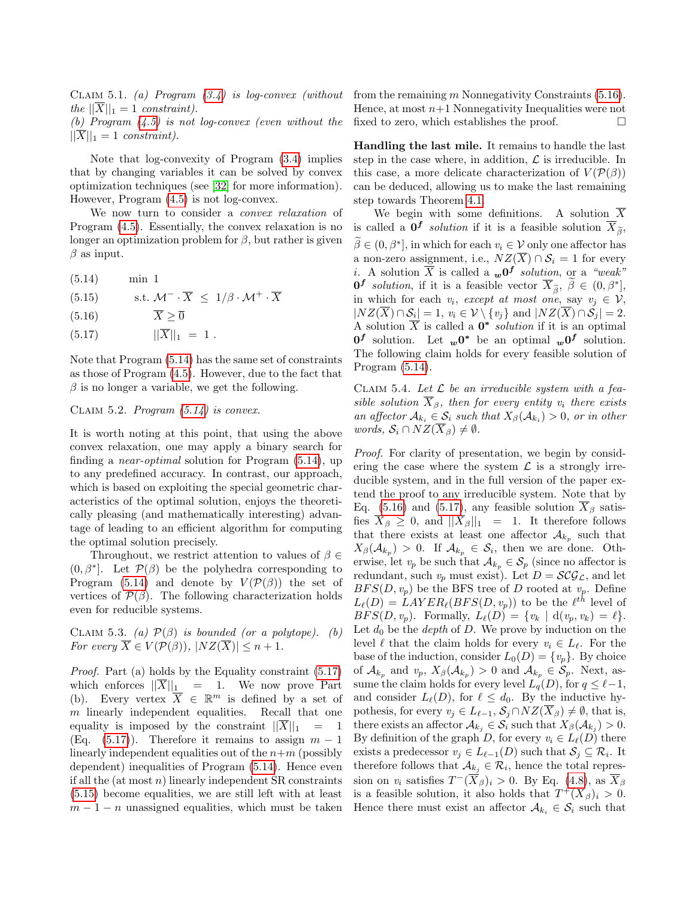Claim 5.1. *(a) Program (3.4) is log-convex (without the $||\overline{X}||_1 = 1$ constraint).*
*(b) Program (4.5) is not log-convex (even without the $||\overline{X}||_1 = 1$ constraint).*

Note that log-convexity of Program (3.4) implies that by changing variables it can be solved by convex optimization techniques (see [32] for more information). However, Program (4.5) is not log-convex.

We now turn to consider a *convex relaxation* of Program (4.5). Essentially, the convex relaxation is no longer an optimization problem for $\beta$, but rather is given $\beta$ as input.

$$
\begin{aligned}
&(5.14) \qquad \min\ 1 \\
&(5.15) \qquad \text{s.t. } \mathcal{M}^- \cdot \overline{X} \ \le\ 1/\beta \cdot \mathcal{M}^+ \cdot \overline{X} \\
&(5.16) \qquad \overline{X} \ge \overline{0} \\
&(5.17) \qquad ||\overline{X}||_1 \ =\ 1\ .
\end{aligned}
$$

Note that Program (5.14) has the same set of constraints as those of Program (4.5). However, due to the fact that $\beta$ is no longer a variable, we get the following.

Claim 5.2. *Program (5.14) is convex.*

It is worth noting at this point, that using the above convex relaxation, one may apply a binary search for finding a *near-optimal* solution for Program (5.14), up to any predefined accuracy. In contrast, our approach, which is based on exploiting the special geometric characteristics of the optimal solution, enjoys the theoretically pleasing (and mathematically interesting) advantage of leading to an efficient algorithm for computing the optimal solution precisely.

Throughout, we restrict attention to values of $\beta \in (0, \beta^*]$. Let $\mathcal{P}(\beta)$ be the polyhedra corresponding to Program (5.14) and denote by $V(\mathcal{P}(\beta))$ the set of vertices of $\mathcal{P}(\beta)$. The following characterization holds even for reducible systems.

Claim 5.3. *(a) $\mathcal{P}(\beta)$ is bounded (or a polytope). (b) For every $\overline{X} \in V(\mathcal{P}(\beta))$, $|NZ(\overline{X})| \le n+1$.*

*Proof.* Part (a) holds by the Equality constraint (5.17) which enforces $||\overline{X}||_1 = 1$. We now prove Part (b). Every vertex $\overline{X} \in \mathbb{R}^m$ is defined by a set of $m$ linearly independent equalities. Recall that one equality is imposed by the constraint $||\overline{X}||_1 = 1$ (Eq. (5.17)). Therefore it remains to assign $m-1$ linearly independent equalities out of the $n+m$ (possibly dependent) inequalities of Program (5.14). Hence even if all the (at most $n$) linearly independent SR constraints (5.15) become equalities, we are still left with at least $m-1-n$ unassigned equalities, which must be taken from the remaining $m$ Nonnegativity Constraints (5.16). Hence, at most $n+1$ Nonnegativity Inequalities were not fixed to zero, which establishes the proof. $\square$

**Handling the last mile.** It remains to handle the last step in the case where, in addition, $\mathcal{L}$ is irreducible. In this case, a more delicate characterization of $V(\mathcal{P}(\beta))$ can be deduced, allowing us to make the last remaining step towards Theorem 4.1.

We begin with some definitions. A solution $\overline{X}$ is called a $\mathbf{0^f}$ *solution* if it is a feasible solution $\overline{X}_{\widetilde{\beta}}$, $\widetilde{\beta} \in (0, \beta^*]$, in which for each $v_i \in \mathcal{V}$ only one affector has a non-zero assignment, i.e., $NZ(\overline{X}) \cap \mathcal{S}_i = 1$ for every $i$. A solution $\overline{X}$ is called a ${}_{\boldsymbol{w}}\mathbf{0^f}$ *solution*, or a *"weak" $\mathbf{0^f}$ solution*, if it is a feasible vector $\overline{X}_{\widetilde{\beta}}$, $\widetilde{\beta} \in (0, \beta^*]$, in which for each $v_i$, *except at most one*, say $v_j \in \mathcal{V}$, $|NZ(\overline{X}) \cap \mathcal{S}_i| = 1$, $v_i \in \mathcal{V} \setminus \{v_j\}$ and $|NZ(\overline{X}) \cap \mathcal{S}_j| = 2$. A solution $\overline{X}$ is called a $\mathbf{0^*}$ *solution* if it is an optimal $\mathbf{0^f}$ solution. Let ${}_{\boldsymbol{w}}\mathbf{0^*}$ be an optimal ${}_{\boldsymbol{w}}\mathbf{0^f}$ solution. The following claim holds for every feasible solution of Program (5.14).

Claim 5.4. *Let $\mathcal{L}$ be an irreducible system with a feasible solution $\overline{X}_\beta$, then for every entity $v_i$ there exists an affector $\mathcal{A}_{k_i} \in \mathcal{S}_i$ such that $X_\beta(\mathcal{A}_{k_i}) > 0$, or in other words, $\mathcal{S}_i \cap NZ(\overline{X}_\beta) \neq \emptyset$.*

*Proof.* For clarity of presentation, we begin by considering the case where the system $\mathcal{L}$ is a strongly irreducible system, and in the full version of the paper extend the proof to any irreducible system. Note that by Eq. (5.16) and (5.17), any feasible solution $\overline{X}_\beta$ satisfies $\overline{X}_\beta \ge 0$, and $||\overline{X}_\beta||_1 = 1$. It therefore follows that there exists at least one affector $\mathcal{A}_{k_p}$ such that $X_\beta(\mathcal{A}_{k_p}) > 0$. If $\mathcal{A}_{k_p} \in \mathcal{S}_i$, then we are done. Otherwise, let $v_p$ be such that $\mathcal{A}_{k_p} \in \mathcal{S}_p$ (since no affector is redundant, such $v_p$ must exist). Let $D = \mathcal{SCG}_{\mathcal{L}}$, and let $BFS(D, v_p)$ be the BFS tree of $D$ rooted at $v_p$. Define $L_\ell(D) = LAYER_\ell(BFS(D, v_p))$ to be the $\ell^{th}$ level of $BFS(D, v_p)$. Formally, $L_\ell(D) = \{v_k \mid \mathrm{d}(v_p, v_k) = \ell\}$. Let $d_0$ be the *depth* of $D$. We prove by induction on the level $\ell$ that the claim holds for every $v_i \in L_\ell$. For the base of the induction, consider $L_0(D) = \{v_p\}$. By choice of $\mathcal{A}_{k_p}$ and $v_p$, $X_\beta(\mathcal{A}_{k_p}) > 0$ and $\mathcal{A}_{k_p} \in \mathcal{S}_p$. Next, assume the claim holds for every level $L_q(D)$, for $q \le \ell-1$, and consider $L_\ell(D)$, for $\ell \le d_0$. By the inductive hypothesis, for every $v_j \in L_{\ell-1}$, $\mathcal{S}_j \cap NZ(\overline{X}_\beta) \neq \emptyset$, that is, there exists an affector $\mathcal{A}_{k_j} \in \mathcal{S}_i$ such that $X_\beta(\mathcal{A}_{k_j}) > 0$. By definition of the graph $D$, for every $v_i \in L_\ell(D)$ there exists a predecessor $v_j \in L_{\ell-1}(D)$ such that $\mathcal{S}_j \subseteq \mathcal{R}_i$. It therefore follows that $\mathcal{A}_{k_j} \in \mathcal{R}_i$, hence the total repression on $v_i$ satisfies $T^-(\overline{X}_\beta)_i > 0$. By Eq. (4.8), as $\overline{X}_\beta$ is a feasible solution, it also holds that $T^+(\overline{X}_\beta)_i > 0$. Hence there must exist an affector $\mathcal{A}_{k_i} \in \mathcal{S}_i$ such that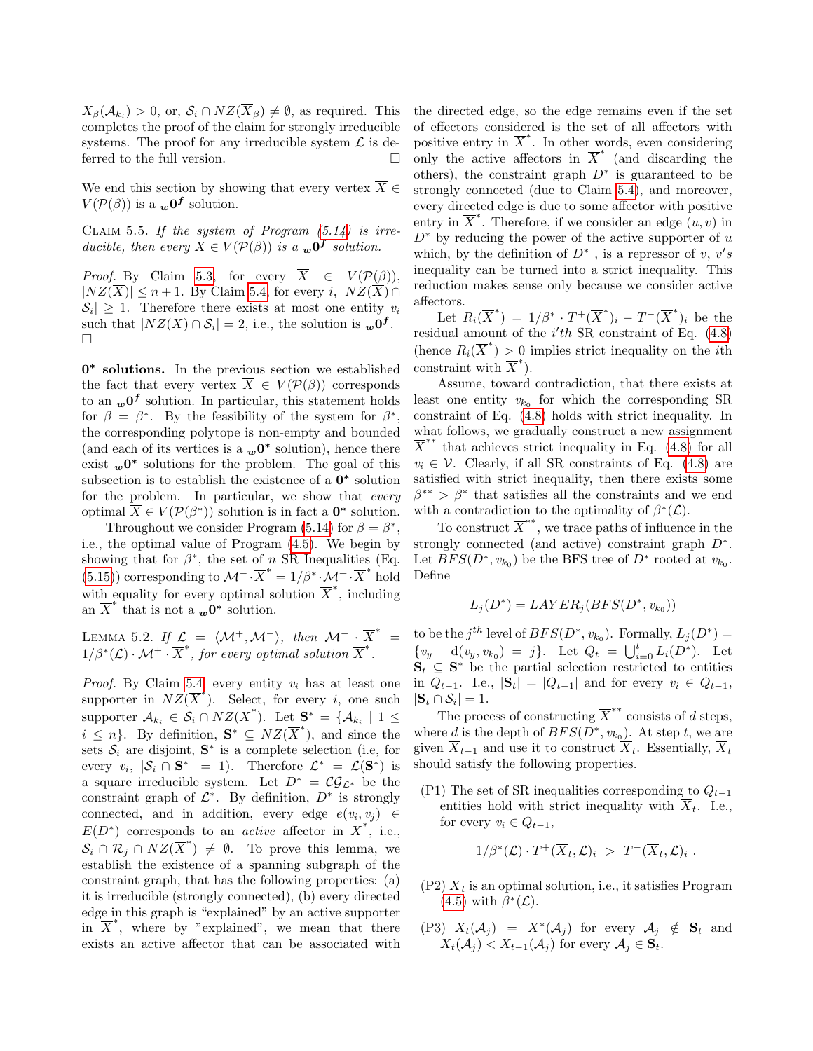$X_\beta(\mathcal{A}_{k_i}) > 0$, or, $\mathcal{S}_i \cap NZ(\overline{X}_\beta) \neq \emptyset$, as required. This completes the proof of the claim for strongly irreducible systems. The proof for any irreducible system $\mathcal{L}$ is deferred to the full version. $\square$

We end this section by showing that every vertex $\overline{X} \in V(\mathcal{P}(\beta))$ is a ${}_{\boldsymbol{w}}\mathbf{0^f}$ solution.

Claim 5.5. *If the system of Program (5.14) is irreducible, then every $\overline{X} \in V(\mathcal{P}(\beta))$ is a ${}_{\boldsymbol{w}}\mathbf{0^f}$ solution.*

*Proof.* By Claim 5.3, for every $\overline{X} \in V(\mathcal{P}(\beta))$, $|NZ(\overline{X})| \leq n+1$. By Claim 5.4 for every $i$, $|NZ(\overline{X}) \cap \mathcal{S}_i| \geq 1$. Therefore there exists at most one entity $v_i$ such that $|NZ(\overline{X}) \cap \mathcal{S}_i| = 2$, i.e., the solution is ${}_{\boldsymbol{w}}\mathbf{0^f}$. $\square$

**$\mathbf{0^*}$ solutions.** In the previous section we established the fact that every vertex $\overline{X} \in V(\mathcal{P}(\beta))$ corresponds to an ${}_{\boldsymbol{w}}\mathbf{0^f}$ solution. In particular, this statement holds for $\beta = \beta^*$. By the feasibility of the system for $\beta^*$, the corresponding polytope is non-empty and bounded (and each of its vertices is a ${}_{\boldsymbol{w}}\mathbf{0^*}$ solution), hence there exist ${}_{\boldsymbol{w}}\mathbf{0^*}$ solutions for the problem. The goal of this subsection is to establish the existence of a $\mathbf{0^*}$ solution for the problem. In particular, we show that *every* optimal $\overline{X} \in V(\mathcal{P}(\beta^*))$ solution is in fact a $\mathbf{0^*}$ solution.

Throughout we consider Program (5.14) for $\beta = \beta^*$, i.e., the optimal value of Program (4.5). We begin by showing that for $\beta^*$, the set of $n$ SR Inequalities (Eq. (5.15)) corresponding to $\mathcal{M}^- \cdot \overline{X}^* = 1/\beta^* \cdot \mathcal{M}^+ \cdot \overline{X}^*$ hold with equality for every optimal solution $\overline{X}^*$, including an $\overline{X}^*$ that is not a ${}_{\boldsymbol{w}}\mathbf{0^*}$ solution.

Lemma 5.2. *If $\mathcal{L} = \langle \mathcal{M}^+, \mathcal{M}^- \rangle$, then $\mathcal{M}^- \cdot \overline{X}^* = 1/\beta^*(\mathcal{L}) \cdot \mathcal{M}^+ \cdot \overline{X}^*$, for every optimal solution $\overline{X}^*$.*

*Proof.* By Claim 5.4, every entity $v_i$ has at least one supporter in $NZ(\overline{X}^*)$. Select, for every $i$, one such supporter $\mathcal{A}_{k_i} \in \mathcal{S}_i \cap NZ(\overline{X}^*)$. Let $\mathbf{S}^* = \{\mathcal{A}_{k_i} \mid 1 \leq i \leq n\}$. By definition, $\mathbf{S}^* \subseteq NZ(\overline{X}^*)$, and since the sets $\mathcal{S}_i$ are disjoint, $\mathbf{S}^*$ is a complete selection (i.e, for every $v_i$, $|\mathcal{S}_i \cap \mathbf{S}^*| = 1$). Therefore $\mathcal{L}^* = \mathcal{L}(\mathbf{S}^*)$ is a square irreducible system. Let $D^* = \mathcal{CG}_{\mathcal{L}^*}$ be the constraint graph of $\mathcal{L}^*$. By definition, $D^*$ is strongly connected, and in addition, every edge $e(v_i, v_j) \in E(D^*)$ corresponds to an *active* affector in $\overline{X}^*$, i.e., $\mathcal{S}_i \cap \mathcal{R}_j \cap NZ(\overline{X}^*) \neq \emptyset$. To prove this lemma, we establish the existence of a spanning subgraph of the constraint graph, that has the following properties: (a) it is irreducible (strongly connected), (b) every directed edge in this graph is "explained" by an active supporter in $\overline{X}^*$, where by "explained", we mean that there exists an active affector that can be associated with the directed edge, so the edge remains even if the set of effectors considered is the set of all affectors with positive entry in $\overline{X}^*$. In other words, even considering only the active affectors in $\overline{X}^*$ (and discarding the others), the constraint graph $D^*$ is guaranteed to be strongly connected (due to Claim 5.4), and moreover, every directed edge is due to some affector with positive entry in $\overline{X}^*$. Therefore, if we consider an edge $(u, v)$ in $D^*$ by reducing the power of the active supporter of $u$ which, by the definition of $D^*$, is a repressor of $v$, $v$'s inequality can be turned into a strict inequality. This reduction makes sense only because we consider active affectors.

Let $R_i(\overline{X}^*) = 1/\beta^* \cdot T^+(\overline{X}^*)_i - T^-(\overline{X}^*)_i$ be the residual amount of the $i'th$ SR constraint of Eq. (4.8) (hence $R_i(\overline{X}^*) > 0$ implies strict inequality on the $i$th constraint with $\overline{X}^*$).

Assume, toward contradiction, that there exists at least one entity $v_{k_0}$ for which the corresponding SR constraint of Eq. (4.8) holds with strict inequality. In what follows, we gradually construct a new assignment $\overline{X}^{**}$ that achieves strict inequality in Eq. (4.8) for all $v_i \in \mathcal{V}$. Clearly, if all SR constraints of Eq. (4.8) are satisfied with strict inequality, then there exists some $\beta^{**} > \beta^*$ that satisfies all the constraints and we end with a contradiction to the optimality of $\beta^*(\mathcal{L})$.

To construct $\overline{X}^{**}$, we trace paths of influence in the strongly connected (and active) constraint graph $D^*$. Let $BFS(D^*, v_{k_0})$ be the BFS tree of $D^*$ rooted at $v_{k_0}$. Define

$$L_j(D^*) = LAYER_j(BFS(D^*, v_{k_0}))$$

to be the $j^{th}$ level of $BFS(D^*, v_{k_0})$. Formally, $L_j(D^*) = \{v_y \mid \mathrm{d}(v_y, v_{k_0}) = j\}$. Let $Q_t = \bigcup_{i=0}^{t} L_i(D^*)$. Let $\mathbf{S}_t \subseteq \mathbf{S}^*$ be the partial selection restricted to entities in $Q_{t-1}$. I.e., $|\mathbf{S}_t| = |Q_{t-1}|$ and for every $v_i \in Q_{t-1}$, $|\mathbf{S}_t \cap \mathcal{S}_i| = 1$.

The process of constructing $\overline{X}^{**}$ consists of $d$ steps, where $d$ is the depth of $BFS(D^*, v_{k_0})$. At step $t$, we are given $\overline{X}_{t-1}$ and use it to construct $\overline{X}_t$. Essentially, $\overline{X}_t$ should satisfy the following properties.

(P1) The set of SR inequalities corresponding to $Q_{t-1}$ entities hold with strict inequality with $\overline{X}_t$. I.e., for every $v_i \in Q_{t-1}$,

$$1/\beta^*(\mathcal{L}) \cdot T^+(\overline{X}_t, \mathcal{L})_i \; > \; T^-(\overline{X}_t, \mathcal{L})_i \; .$$

(P2) $\overline{X}_t$ is an optimal solution, i.e., it satisfies Program (4.5) with $\beta^*(\mathcal{L})$.

(P3) $X_t(\mathcal{A}_j) = X^*(\mathcal{A}_j)$ for every $\mathcal{A}_j \notin \mathbf{S}_t$ and $X_t(\mathcal{A}_j) < X_{t-1}(\mathcal{A}_j)$ for every $\mathcal{A}_j \in \mathbf{S}_t$.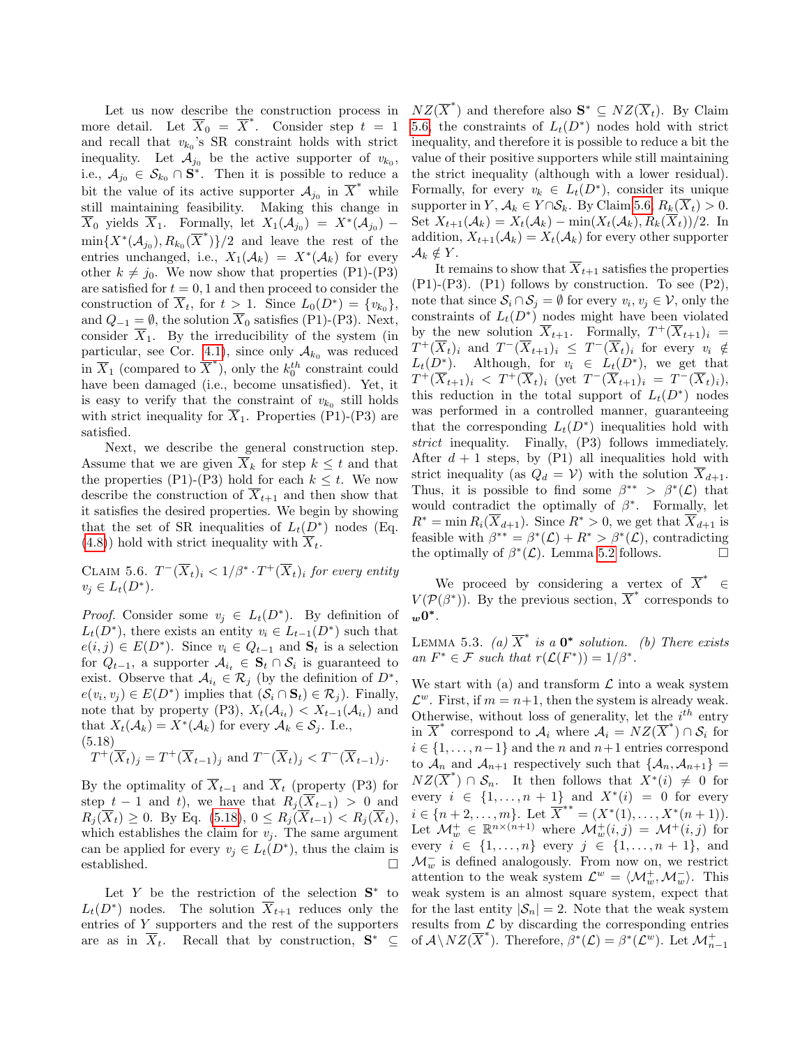Let us now describe the construction process in more detail. Let $\overline{X}_0 = \overline{X}^*$. Consider step $t = 1$ and recall that $v_{k_0}$'s SR constraint holds with strict inequality. Let $\mathcal{A}_{j_0}$ be the active supporter of $v_{k_0}$, i.e., $\mathcal{A}_{j_0} \in \mathcal{S}_{k_0} \cap \mathbf{S}^*$. Then it is possible to reduce a bit the value of its active supporter $\mathcal{A}_{j_0}$ in $\overline{X}^*$ while still maintaining feasibility. Making this change in $\overline{X}_0$ yields $\overline{X}_1$. Formally, let $X_1(\mathcal{A}_{j_0}) = X^*(\mathcal{A}_{j_0}) - \min\{X^*(\mathcal{A}_{j_0}), R_{k_0}(\overline{X}^*)\}/2$ and leave the rest of the entries unchanged, i.e., $X_1(\mathcal{A}_k) = X^*(\mathcal{A}_k)$ for every other $k \neq j_0$. We now show that properties (P1)-(P3) are satisfied for $t = 0, 1$ and then proceed to consider the construction of $\overline{X}_t$, for $t > 1$. Since $L_0(D^*) = \{v_{k_0}\}$, and $Q_{-1} = \emptyset$, the solution $\overline{X}_0$ satisfies (P1)-(P3). Next, consider $\overline{X}_1$. By the irreducibility of the system (in particular, see Cor. 4.1), since only $\mathcal{A}_{k_0}$ was reduced in $\overline{X}_1$ (compared to $\overline{X}^*$), only the $k_0^{th}$ constraint could have been damaged (i.e., become unsatisfied). Yet, it is easy to verify that the constraint of $v_{k_0}$ still holds with strict inequality for $\overline{X}_1$. Properties (P1)-(P3) are satisfied.

Next, we describe the general construction step. Assume that we are given $\overline{X}_k$ for step $k \le t$ and that the properties (P1)-(P3) hold for each $k \le t$. We now describe the construction of $\overline{X}_{t+1}$ and then show that it satisfies the desired properties. We begin by showing that the set of SR inequalities of $L_t(D^*)$ nodes (Eq. (4.8)) hold with strict inequality with $\overline{X}_t$.

Claim 5.6. *$T^-(\overline{X}_t)_i < 1/\beta^* \cdot T^+(\overline{X}_t)_i$ for every entity $v_j \in L_t(D^*)$.*

*Proof.* Consider some $v_j \in L_t(D^*)$. By definition of $L_t(D^*)$, there exists an entity $v_i \in L_{t-1}(D^*)$ such that $e(i,j) \in E(D^*)$. Since $v_i \in Q_{t-1}$ and $\mathbf{S}_t$ is a selection for $Q_{t-1}$, a supporter $\mathcal{A}_{i_t} \in \mathbf{S}_t \cap \mathcal{S}_i$ is guaranteed to exist. Observe that $\mathcal{A}_{i_t} \in \mathcal{R}_j$ (by the definition of $D^*$, $e(v_i, v_j) \in E(D^*)$ implies that $(\mathcal{S}_i \cap \mathbf{S}_t) \in \mathcal{R}_j$). Finally, note that by property (P3), $X_t(\mathcal{A}_{i_t}) < X_{t-1}(\mathcal{A}_{i_t})$ and that $X_t(\mathcal{A}_k) = X^*(\mathcal{A}_k)$ for every $\mathcal{A}_k \in \mathcal{S}_j$. I.e.,

$$T^+(\overline{X}_t)_j = T^+(\overline{X}_{t-1})_j \text{ and } T^-(\overline{X}_t)_j < T^-(\overline{X}_{t-1})_j. \tag{5.18}$$

By the optimality of $\overline{X}_{t-1}$ and $\overline{X}_t$ (property (P3) for step $t-1$ and $t$), we have that $R_j(\overline{X}_{t-1}) > 0$ and $R_j(\overline{X}_t) \ge 0$. By Eq. (5.18), $0 \le R_j(\overline{X}_{t-1}) < R_j(\overline{X}_t)$, which establishes the claim for $v_j$. The same argument can be applied for every $v_j \in L_t(D^*)$, thus the claim is established. $\square$

Let $Y$ be the restriction of the selection $\mathbf{S}^*$ to $L_t(D^*)$ nodes. The solution $\overline{X}_{t+1}$ reduces only the entries of $Y$ supporters and the rest of the supporters are as in $\overline{X}_t$. Recall that by construction, $\mathbf{S}^* \subseteq NZ(\overline{X}^*)$ and therefore also $\mathbf{S}^* \subseteq NZ(\overline{X}_t)$. By Claim 5.6, the constraints of $L_t(D^*)$ nodes hold with strict inequality, and therefore it is possible to reduce a bit the value of their positive supporters while still maintaining the strict inequality (although with a lower residual). Formally, for every $v_k \in L_t(D^*)$, consider its unique supporter in $Y$, $\mathcal{A}_k \in Y \cap \mathcal{S}_k$. By Claim 5.6, $R_k(\overline{X}_t) > 0$. Set $X_{t+1}(\mathcal{A}_k) = X_t(\mathcal{A}_k) - \min(X_t(\mathcal{A}_k), R_k(\overline{X}_t))/2$. In addition, $X_{t+1}(\mathcal{A}_k) = X_t(\mathcal{A}_k)$ for every other supporter $\mathcal{A}_k \notin Y$.

It remains to show that $\overline{X}_{t+1}$ satisfies the properties (P1)-(P3). (P1) follows by construction. To see (P2), note that since $\mathcal{S}_i \cap \mathcal{S}_j = \emptyset$ for every $v_i, v_j \in \mathcal{V}$, only the constraints of $L_t(D^*)$ nodes might have been violated by the new solution $\overline{X}_{t+1}$. Formally, $T^+(\overline{X}_{t+1})_i = T^+(\overline{X}_t)_i$ and $T^-(\overline{X}_{t+1})_i \le T^-(\overline{X}_t)_i$ for every $v_i \notin L_t(D^*)$. Although, for $v_i \in L_t(D^*)$, we get that $T^+(\overline{X}_{t+1})_i < T^+(\overline{X}_t)_i$ (yet $T^-(\overline{X}_{t+1})_i = T^-(\overline{X}_t)_i$), this reduction in the total support of $L_t(D^*)$ nodes was performed in a controlled manner, guaranteeing that the corresponding $L_t(D^*)$ inequalities hold with *strict* inequality. Finally, (P3) follows immediately. After $d+1$ steps, by (P1) all inequalities hold with strict inequality (as $Q_d = \mathcal{V}$) with the solution $\overline{X}_{d+1}$. Thus, it is possible to find some $\beta^{**} > \beta^*(\mathcal{L})$ that would contradict the optimally of $\beta^*$. Formally, let $R^* = \min R_i(\overline{X}_{d+1})$. Since $R^* > 0$, we get that $\overline{X}_{d+1}$ is feasible with $\beta^{**} = \beta^*(\mathcal{L}) + R^* > \beta^*(\mathcal{L})$, contradicting the optimally of $\beta^*(\mathcal{L})$. Lemma 5.2 follows. $\square$

We proceed by considering a vertex of $\overline{X}^* \in V(\mathcal{P}(\beta^*))$. By the previous section, $\overline{X}^*$ corresponds to $\boldsymbol{w0^*}$.

Lemma 5.3. *(a) $\overline{X}^*$ is a $\mathbf{0^*}$ solution. (b) There exists an $F^* \in \mathcal{F}$ such that $r(\mathcal{L}(F^*)) = 1/\beta^*$.*

We start with (a) and transform $\mathcal{L}$ into a weak system $\mathcal{L}^w$. First, if $m = n+1$, then the system is already weak. Otherwise, without loss of generality, let the $i^{th}$ entry in $\overline{X}^*$ correspond to $\mathcal{A}_i$ where $\mathcal{A}_i = NZ(\overline{X}^*) \cap \mathcal{S}_i$ for $i \in \{1, \ldots, n-1\}$ and the $n$ and $n+1$ entries correspond to $\mathcal{A}_n$ and $\mathcal{A}_{n+1}$ respectively such that $\{\mathcal{A}_n, \mathcal{A}_{n+1}\} = NZ(\overline{X}^*) \cap \mathcal{S}_n$. It then follows that $X^*(i) \neq 0$ for every $i \in \{1, \ldots, n+1\}$ and $X^*(i) = 0$ for every $i \in \{n+2, \ldots, m\}$. Let $\overline{X}^{**} = (X^*(1), \ldots, X^*(n+1))$. Let $\mathcal{M}_w^+ \in \mathbb{R}^{n \times (n+1)}$ where $\mathcal{M}_w^+(i,j) = \mathcal{M}^+(i,j)$ for every $i \in \{1, \ldots, n\}$ every $j \in \{1, \ldots, n+1\}$, and $\mathcal{M}_w^-$ is defined analogously. From now on, we restrict attention to the weak system $\mathcal{L}^w = \langle \mathcal{M}_w^+, \mathcal{M}_w^- \rangle$. This weak system is an almost square system, expect that for the last entity $|\mathcal{S}_n| = 2$. Note that the weak system results from $\mathcal{L}$ by discarding the corresponding entries of $\mathcal{A} \setminus NZ(\overline{X}^*)$. Therefore, $\beta^*(\mathcal{L}) = \beta^*(\mathcal{L}^w)$. Let $\mathcal{M}_{n-1}^+$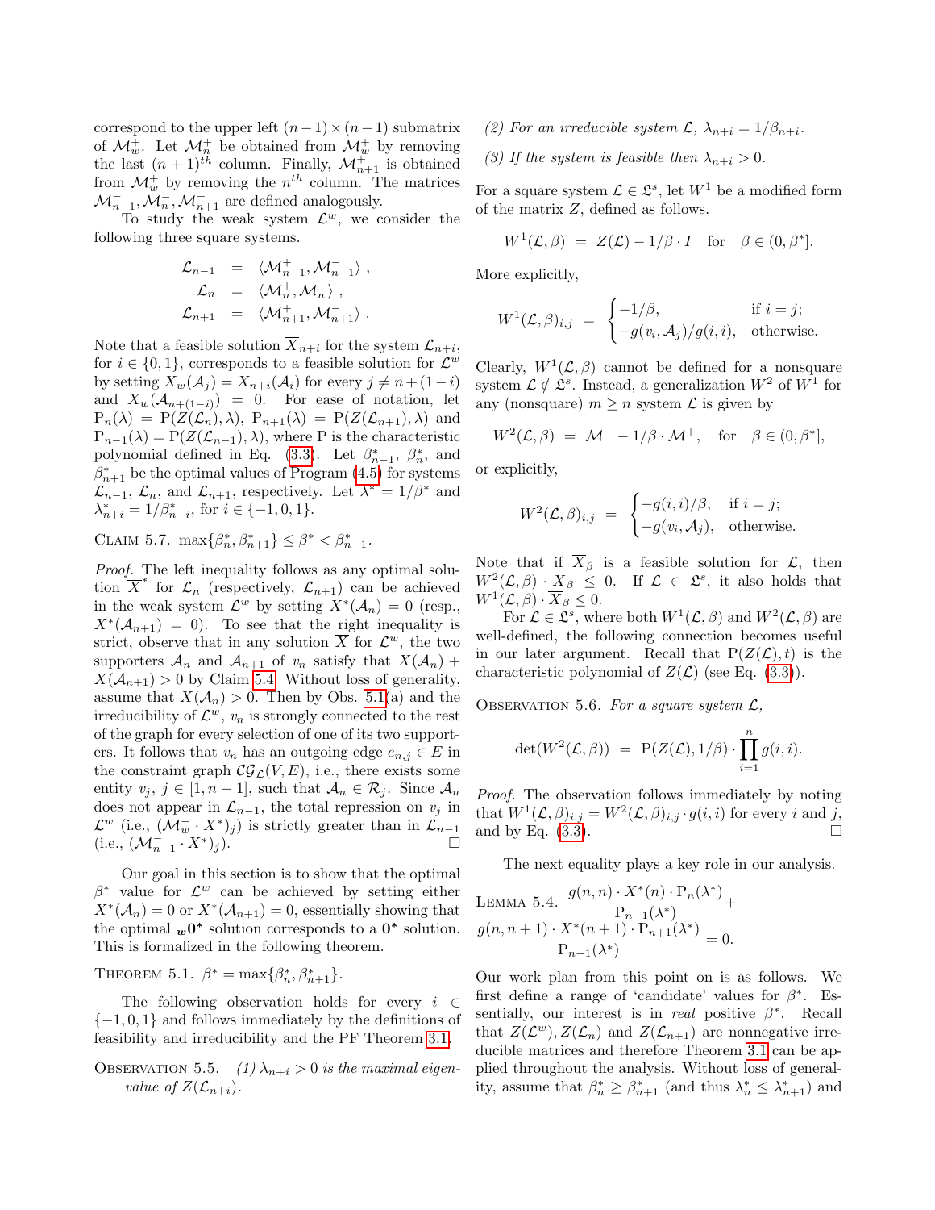correspond to the upper left $(n-1)\times(n-1)$ submatrix of $\mathcal{M}^+_w$. Let $\mathcal{M}^+_n$ be obtained from $\mathcal{M}^+_w$ by removing the last $(n+1)^{th}$ column. Finally, $\mathcal{M}^+_{n+1}$ is obtained from $\mathcal{M}^+_w$ by removing the $n^{th}$ column. The matrices $\mathcal{M}^-_{n-1}, \mathcal{M}^-_n, \mathcal{M}^-_{n+1}$ are defined analogously.

To study the weak system $\mathcal{L}^w$, we consider the following three square systems.

$$
\begin{aligned}
\mathcal{L}_{n-1} &= \langle \mathcal{M}^+_{n-1}, \mathcal{M}^-_{n-1} \rangle ,\\
\mathcal{L}_{n} &= \langle \mathcal{M}^+_{n}, \mathcal{M}^-_{n} \rangle ,\\
\mathcal{L}_{n+1} &= \langle \mathcal{M}^+_{n+1}, \mathcal{M}^-_{n+1} \rangle .
\end{aligned}
$$

Note that a feasible solution $\overline{X}_{n+i}$ for the system $\mathcal{L}_{n+i}$, for $i \in \{0,1\}$, corresponds to a feasible solution for $\mathcal{L}^w$ by setting $X_w(\mathcal{A}_j) = X_{n+i}(\mathcal{A}_i)$ for every $j \neq n+(1-i)$ and $X_w(\mathcal{A}_{n+(1-i)}) = 0$. For ease of notation, let $\mathrm{P}_n(\lambda) = \mathrm{P}(Z(\mathcal{L}_n),\lambda)$, $\mathrm{P}_{n+1}(\lambda) = \mathrm{P}(Z(\mathcal{L}_{n+1}),\lambda)$ and $\mathrm{P}_{n-1}(\lambda) = \mathrm{P}(Z(\mathcal{L}_{n-1}),\lambda)$, where P is the characteristic polynomial defined in Eq. (3.3). Let $\beta^*_{n-1}$, $\beta^*_n$, and $\beta^*_{n+1}$ be the optimal values of Program (4.5) for systems $\mathcal{L}_{n-1}$, $\mathcal{L}_n$, and $\mathcal{L}_{n+1}$, respectively. Let $\lambda^* = 1/\beta^*$ and $\lambda^*_{n+i} = 1/\beta^*_{n+i}$, for $i \in \{-1,0,1\}$.

Claim 5.7. $\max\{\beta^*_n, \beta^*_{n+1}\} \le \beta^* < \beta^*_{n-1}$.

*Proof.* The left inequality follows as any optimal solution $\overline{X}^*$ for $\mathcal{L}_n$ (respectively, $\mathcal{L}_{n+1}$) can be achieved in the weak system $\mathcal{L}^w$ by setting $X^*(\mathcal{A}_n) = 0$ (resp., $X^*(\mathcal{A}_{n+1}) = 0$). To see that the right inequality is strict, observe that in any solution $\overline{X}$ for $\mathcal{L}^w$, the two supporters $\mathcal{A}_n$ and $\mathcal{A}_{n+1}$ of $v_n$ satisfy that $X(\mathcal{A}_n) + X(\mathcal{A}_{n+1}) > 0$ by Claim 5.4. Without loss of generality, assume that $X(\mathcal{A}_n) > 0$. Then by Obs. 5.1(a) and the irreducibility of $\mathcal{L}^w$, $v_n$ is strongly connected to the rest of the graph for every selection of one of its two supporters. It follows that $v_n$ has an outgoing edge $e_{n,j} \in E$ in the constraint graph $\mathcal{CG}_{\mathcal{L}}(V,E)$, i.e., there exists some entity $v_j$, $j \in [1,n-1]$, such that $\mathcal{A}_n \in \mathcal{R}_j$. Since $\mathcal{A}_n$ does not appear in $\mathcal{L}_{n-1}$, the total repression on $v_j$ in $\mathcal{L}^w$ (i.e., $(\mathcal{M}^-_w \cdot X^*)_j$) is strictly greater than in $\mathcal{L}_{n-1}$ (i.e., $(\mathcal{M}^-_{n-1} \cdot X^*)_j$). $\square$

Our goal in this section is to show that the optimal $\beta^*$ value for $\mathcal{L}^w$ can be achieved by setting either $X^*(\mathcal{A}_n) = 0$ or $X^*(\mathcal{A}_{n+1}) = 0$, essentially showing that the optimal ${}_w\mathbf{0}^*$ solution corresponds to a $\mathbf{0}^*$ solution. This is formalized in the following theorem.

Theorem 5.1. $\beta^* = \max\{\beta^*_n, \beta^*_{n+1}\}$.

The following observation holds for every $i \in \{-1,0,1\}$ and follows immediately by the definitions of feasibility and irreducibility and the PF Theorem 3.1.

Observation 5.5. *(1) $\lambda_{n+i} > 0$ is the maximal eigenvalue of $Z(\mathcal{L}_{n+i})$.*

*(2) For an irreducible system $\mathcal{L}$, $\lambda_{n+i} = 1/\beta_{n+i}$.*

*(3) If the system is feasible then $\lambda_{n+i} > 0$.*

For a square system $\mathcal{L} \in \mathfrak{L}^s$, let $W^1$ be a modified form of the matrix $Z$, defined as follows.

$$W^1(\mathcal{L},\beta) = Z(\mathcal{L}) - 1/\beta \cdot I \quad \text{for} \quad \beta \in (0,\beta^*].$$

More explicitly,

$$W^1(\mathcal{L},\beta)_{i,j} = \begin{cases} -1/\beta, & \text{if } i=j; \\ -g(v_i,\mathcal{A}_j)/g(i,i), & \text{otherwise.} \end{cases}$$

Clearly, $W^1(\mathcal{L},\beta)$ cannot be defined for a nonsquare system $\mathcal{L} \notin \mathfrak{L}^s$. Instead, a generalization $W^2$ of $W^1$ for any (nonsquare) $m \ge n$ system $\mathcal{L}$ is given by

$$W^2(\mathcal{L},\beta) = \mathcal{M}^- - 1/\beta \cdot \mathcal{M}^+, \quad \text{for} \quad \beta \in (0,\beta^*],$$

or explicitly,

$$W^2(\mathcal{L},\beta)_{i,j} = \begin{cases} -g(i,i)/\beta, & \text{if } i=j; \\ -g(v_i,\mathcal{A}_j), & \text{otherwise.} \end{cases}$$

Note that if $\overline{X}_\beta$ is a feasible solution for $\mathcal{L}$, then $W^2(\mathcal{L},\beta)\cdot\overline{X}_\beta \le 0$. If $\mathcal{L} \in \mathfrak{L}^s$, it also holds that $W^1(\mathcal{L},\beta)\cdot\overline{X}_\beta \le 0$.

For $\mathcal{L} \in \mathfrak{L}^s$, where both $W^1(\mathcal{L},\beta)$ and $W^2(\mathcal{L},\beta)$ are well-defined, the following connection becomes useful in our later argument. Recall that $\mathrm{P}(Z(\mathcal{L}),t)$ is the characteristic polynomial of $Z(\mathcal{L})$ (see Eq. (3.3)).

Observation 5.6. *For a square system $\mathcal{L}$,*

$$\det(W^2(\mathcal{L},\beta)) = \mathrm{P}(Z(\mathcal{L}),1/\beta)\cdot\prod_{i=1}^{n} g(i,i).$$

*Proof.* The observation follows immediately by noting that $W^1(\mathcal{L},\beta)_{i,j} = W^2(\mathcal{L},\beta)_{i,j}\cdot g(i,i)$ for every $i$ and $j$, and by Eq. (3.3). $\square$

The next equality plays a key role in our analysis.

Lemma 5.4. $\dfrac{g(n,n)\cdot X^*(n)\cdot \mathrm{P}_n(\lambda^*)}{\mathrm{P}_{n-1}(\lambda^*)} + \dfrac{g(n,n+1)\cdot X^*(n+1)\cdot \mathrm{P}_{n+1}(\lambda^*)}{\mathrm{P}_{n-1}(\lambda^*)} = 0.$

Our work plan from this point on is as follows. We first define a range of 'candidate' values for $\beta^*$. Essentially, our interest is in *real* positive $\beta^*$. Recall that $Z(\mathcal{L}^w)$, $Z(\mathcal{L}_n)$ and $Z(\mathcal{L}_{n+1})$ are nonnegative irreducible matrices and therefore Theorem 3.1 can be applied throughout the analysis. Without loss of generality, assume that $\beta^*_n \ge \beta^*_{n+1}$ (and thus $\lambda^*_n \le \lambda^*_{n+1}$) and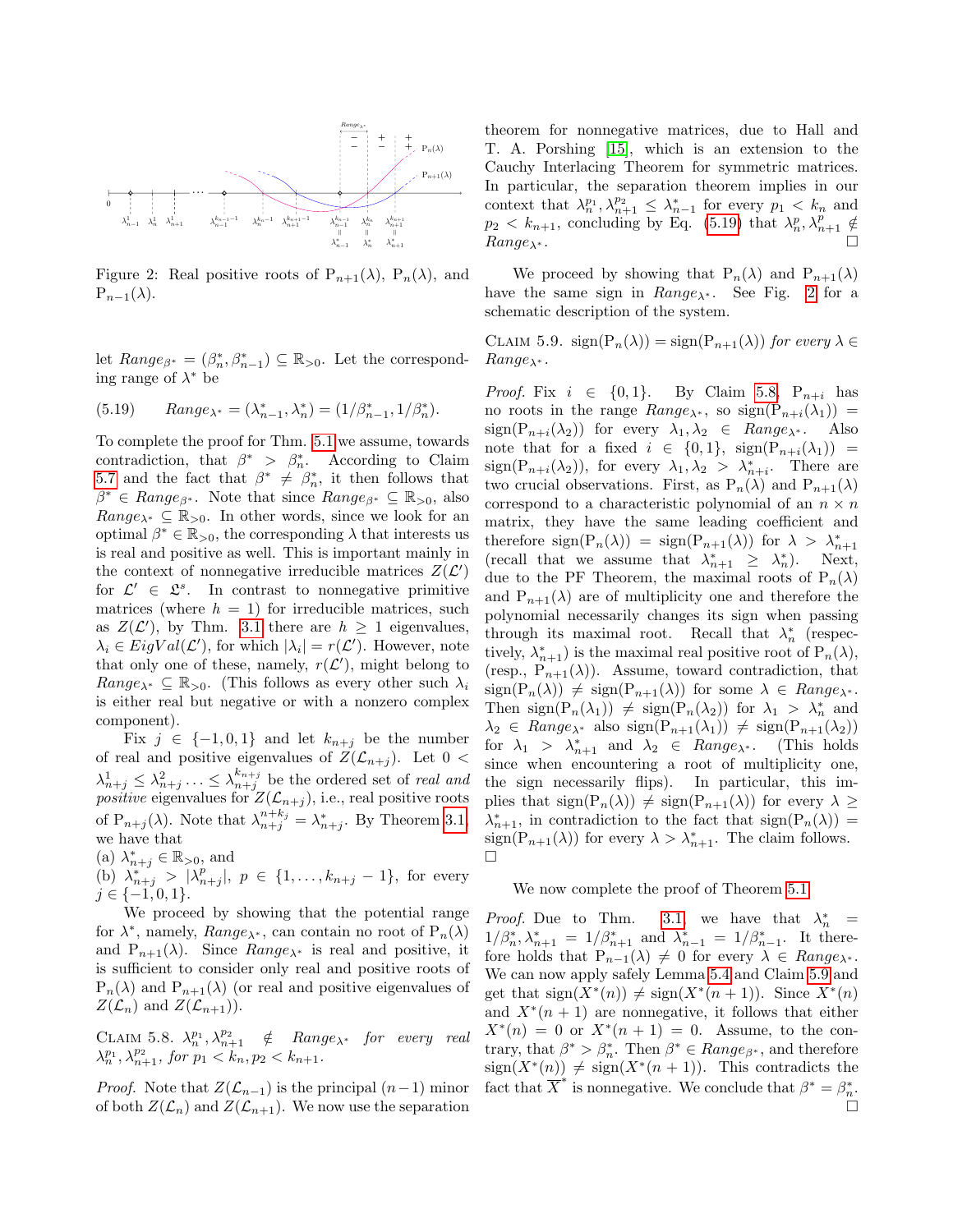Figure 2: Real positive roots of $\mathrm{P}_{n+1}(\lambda)$, $\mathrm{P}_n(\lambda)$, and $\mathrm{P}_{n-1}(\lambda)$.

let $Range_{\beta^*} = (\beta^*_n, \beta^*_{n-1}) \subseteq \mathbb{R}_{>0}$. Let the corresponding range of $\lambda^*$ be

$$(5.19) \qquad Range_{\lambda^*} = (\lambda^*_{n-1}, \lambda^*_n) = (1/\beta^*_{n-1}, 1/\beta^*_n).$$

To complete the proof for Thm. 5.1 we assume, towards contradiction, that $\beta^* > \beta^*_n$. According to Claim 5.7 and the fact that $\beta^* \neq \beta^*_n$, it then follows that $\beta^* \in Range_{\beta^*}$. Note that since $Range_{\beta^*} \subseteq \mathbb{R}_{>0}$, also $Range_{\lambda^*} \subseteq \mathbb{R}_{>0}$. In other words, since we look for an optimal $\beta^* \in \mathbb{R}_{>0}$, the corresponding $\lambda$ that interests us is real and positive as well. This is important mainly in the context of nonnegative irreducible matrices $Z(\mathcal{L}')$ for $\mathcal{L}' \in \mathfrak{L}^s$. In contrast to nonnegative primitive matrices (where $h = 1$) for irreducible matrices, such as $Z(\mathcal{L}')$, by Thm. 3.1 there are $h \geq 1$ eigenvalues, $\lambda_i \in EigVal(\mathcal{L}')$, for which $|\lambda_i| = r(\mathcal{L}')$. However, note that only one of these, namely, $r(\mathcal{L}')$, might belong to $Range_{\lambda^*} \subseteq \mathbb{R}_{>0}$. (This follows as every other such $\lambda_i$ is either real but negative or with a nonzero complex component).

Fix $j \in \{-1, 0, 1\}$ and let $k_{n+j}$ be the number of real and positive eigenvalues of $Z(\mathcal{L}_{n+j})$. Let $0 < \lambda^1_{n+j} \leq \lambda^2_{n+j} \ldots \leq \lambda^{k_{n+j}}_{n+j}$ be the ordered set of *real and positive* eigenvalues for $Z(\mathcal{L}_{n+j})$, i.e., real positive roots of $\mathrm{P}_{n+j}(\lambda)$. Note that $\lambda^{n+k_j}_{n+j} = \lambda^*_{n+j}$. By Theorem 3.1, we have that
(a) $\lambda^*_{n+j} \in \mathbb{R}_{>0}$, and
(b) $\lambda^*_{n+j} > |\lambda^p_{n+j}|$, $p \in \{1, \ldots, k_{n+j} - 1\}$, for every $j \in \{-1, 0, 1\}$.

We proceed by showing that the potential range for $\lambda^*$, namely, $Range_{\lambda^*}$, can contain no root of $\mathrm{P}_n(\lambda)$ and $\mathrm{P}_{n+1}(\lambda)$. Since $Range_{\lambda^*}$ is real and positive, it is sufficient to consider only real and positive roots of $\mathrm{P}_n(\lambda)$ and $\mathrm{P}_{n+1}(\lambda)$ (or real and positive eigenvalues of $Z(\mathcal{L}_n)$ and $Z(\mathcal{L}_{n+1})$).

Claim 5.8. *$\lambda^{p_1}_n, \lambda^{p_2}_{n+1} \notin Range_{\lambda^*}$ for every real $\lambda^{p_1}_n, \lambda^{p_2}_{n+1}$, for $p_1 < k_n, p_2 < k_{n+1}$.*

*Proof.* Note that $Z(\mathcal{L}_{n-1})$ is the principal $(n-1)$ minor of both $Z(\mathcal{L}_n)$ and $Z(\mathcal{L}_{n+1})$. We now use the separation theorem for nonnegative matrices, due to Hall and T. A. Porshing [15], which is an extension to the Cauchy Interlacing Theorem for symmetric matrices. In particular, the separation theorem implies in our context that $\lambda^{p_1}_n, \lambda^{p_2}_{n+1} \leq \lambda^*_{n-1}$ for every $p_1 < k_n$ and $p_2 < k_{n+1}$, concluding by Eq. (5.19) that $\lambda^p_n, \lambda^p_{n+1} \notin Range_{\lambda^*}$. □

We proceed by showing that $\mathrm{P}_n(\lambda)$ and $\mathrm{P}_{n+1}(\lambda)$ have the same sign in $Range_{\lambda^*}$. See Fig. 2 for a schematic description of the system.

Claim 5.9. *$\mathrm{sign}(\mathrm{P}_n(\lambda)) = \mathrm{sign}(\mathrm{P}_{n+1}(\lambda))$ for every $\lambda \in Range_{\lambda^*}$.*

*Proof.* Fix $i \in \{0, 1\}$. By Claim 5.8, $\mathrm{P}_{n+i}$ has no roots in the range $Range_{\lambda^*}$, so $\mathrm{sign}(\mathrm{P}_{n+i}(\lambda_1)) = \mathrm{sign}(\mathrm{P}_{n+i}(\lambda_2))$ for every $\lambda_1, \lambda_2 \in Range_{\lambda^*}$. Also note that for a fixed $i \in \{0, 1\}$, $\mathrm{sign}(\mathrm{P}_{n+i}(\lambda_1)) = \mathrm{sign}(\mathrm{P}_{n+i}(\lambda_2))$, for every $\lambda_1, \lambda_2 > \lambda^*_{n+i}$. There are two crucial observations. First, as $\mathrm{P}_n(\lambda)$ and $\mathrm{P}_{n+1}(\lambda)$ correspond to a characteristic polynomial of an $n \times n$ matrix, they have the same leading coefficient and therefore $\mathrm{sign}(\mathrm{P}_n(\lambda)) = \mathrm{sign}(\mathrm{P}_{n+1}(\lambda))$ for $\lambda > \lambda^*_{n+1}$ (recall that we assume that $\lambda^*_{n+1} \geq \lambda^*_n$). Next, due to the PF Theorem, the maximal roots of $\mathrm{P}_n(\lambda)$ and $\mathrm{P}_{n+1}(\lambda)$ are of multiplicity one and therefore the polynomial necessarily changes its sign when passing through its maximal root. Recall that $\lambda^*_n$ (respectively, $\lambda^*_{n+1}$) is the maximal real positive root of $\mathrm{P}_n(\lambda)$, (resp., $\mathrm{P}_{n+1}(\lambda)$). Assume, toward contradiction, that $\mathrm{sign}(\mathrm{P}_n(\lambda)) \neq \mathrm{sign}(\mathrm{P}_{n+1}(\lambda))$ for some $\lambda \in Range_{\lambda^*}$. Then $\mathrm{sign}(\mathrm{P}_n(\lambda_1)) \neq \mathrm{sign}(\mathrm{P}_n(\lambda_2))$ for $\lambda_1 > \lambda^*_n$ and $\lambda_2 \in Range_{\lambda^*}$ also $\mathrm{sign}(\mathrm{P}_{n+1}(\lambda_1)) \neq \mathrm{sign}(\mathrm{P}_{n+1}(\lambda_2))$ for $\lambda_1 > \lambda^*_{n+1}$ and $\lambda_2 \in Range_{\lambda^*}$. (This holds since when encountering a root of multiplicity one, the sign necessarily flips). In particular, this implies that $\mathrm{sign}(\mathrm{P}_n(\lambda)) \neq \mathrm{sign}(\mathrm{P}_{n+1}(\lambda))$ for every $\lambda \geq \lambda^*_{n+1}$, in contradiction to the fact that $\mathrm{sign}(\mathrm{P}_n(\lambda)) = \mathrm{sign}(\mathrm{P}_{n+1}(\lambda))$ for every $\lambda > \lambda^*_{n+1}$. The claim follows. □

We now complete the proof of Theorem 5.1.

*Proof.* Due to Thm. 3.1 we have that $\lambda^*_n = 1/\beta^*_n, \lambda^*_{n+1} = 1/\beta^*_{n+1}$ and $\lambda^*_{n-1} = 1/\beta^*_{n-1}$. It therefore holds that $\mathrm{P}_{n-1}(\lambda) \neq 0$ for every $\lambda \in Range_{\lambda^*}$. We can now apply safely Lemma 5.4 and Claim 5.9 and get that $\mathrm{sign}(X^*(n)) \neq \mathrm{sign}(X^*(n+1))$. Since $X^*(n)$ and $X^*(n+1)$ are nonnegative, it follows that either $X^*(n) = 0$ or $X^*(n+1) = 0$. Assume, to the contrary, that $\beta^* > \beta^*_n$. Then $\beta^* \in Range_{\beta^*}$, and therefore $\mathrm{sign}(X^*(n)) \neq \mathrm{sign}(X^*(n+1))$. This contradicts the fact that $\overline{X}^*$ is nonnegative. We conclude that $\beta^* = \beta^*_n$. □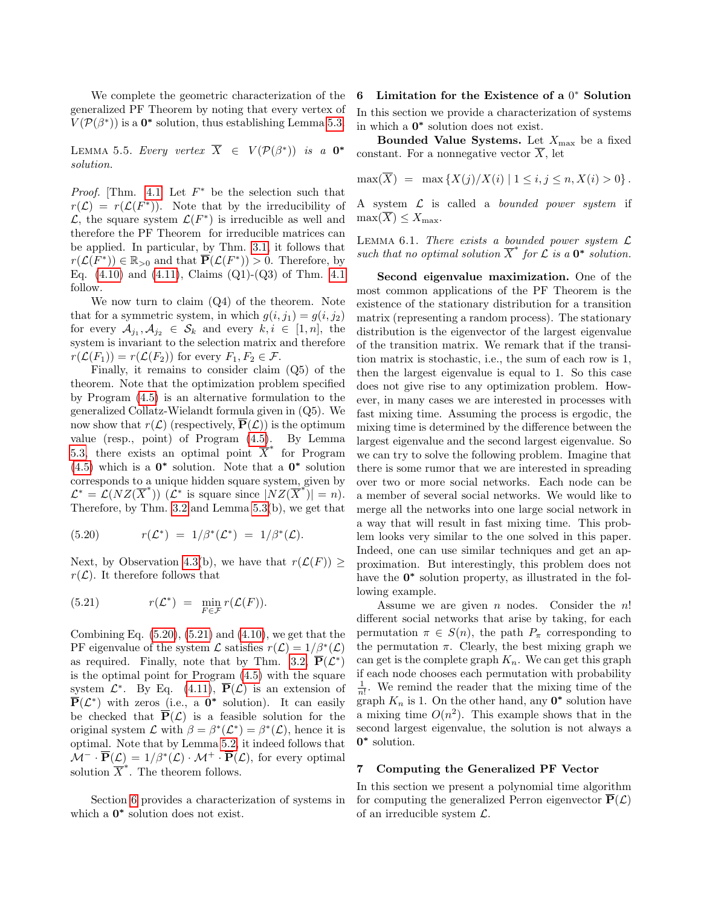We complete the geometric characterization of the generalized PF Theorem by noting that every vertex of $V(\mathcal{P}(\beta^*))$ is a $\mathbf{0^*}$ solution, thus establishing Lemma 5.3.

LEMMA 5.5. *Every vertex $\overline{X} \in V(\mathcal{P}(\beta^*))$ is a $\mathbf{0^*}$ solution.*

*Proof.* [Thm. 4.1] Let $F^*$ be the selection such that $r(\mathcal{L}) = r(\mathcal{L}(F^*))$. Note that by the irreducibility of $\mathcal{L}$, the square system $\mathcal{L}(F^*)$ is irreducible as well and therefore the PF Theorem for irreducible matrices can be applied. In particular, by Thm. 3.1, it follows that $r(\mathcal{L}(F^*)) \in \mathbb{R}_{>0}$ and that $\overline{\mathbf{P}}(\mathcal{L}(F^*)) > 0$. Therefore, by Eq. (4.10) and (4.11), Claims (Q1)-(Q3) of Thm. 4.1 follow.

We now turn to claim (Q4) of the theorem. Note that for a symmetric system, in which $g(i, j_1) = g(i, j_2)$ for every $\mathcal{A}_{j_1}, \mathcal{A}_{j_2} \in \mathcal{S}_k$ and every $k, i \in [1, n]$, the system is invariant to the selection matrix and therefore $r(\mathcal{L}(F_1)) = r(\mathcal{L}(F_2))$ for every $F_1, F_2 \in \mathcal{F}$.

Finally, it remains to consider claim (Q5) of the theorem. Note that the optimization problem specified by Program (4.5) is an alternative formulation to the generalized Collatz-Wielandt formula given in (Q5). We now show that $r(\mathcal{L})$ (respectively, $\overline{\mathbf{P}}(\mathcal{L})$) is the optimum value (resp., point) of Program (4.5). By Lemma 5.3, there exists an optimal point $\overline{X}^*$ for Program (4.5) which is a $\mathbf{0^*}$ solution. Note that a $\mathbf{0^*}$ solution corresponds to a unique hidden square system, given by $\mathcal{L}^* = \mathcal{L}(NZ(\overline{X}^*))$ ($\mathcal{L}^*$ is square since $|NZ(\overline{X}^*)| = n$). Therefore, by Thm. 3.2 and Lemma 5.3(b), we get that

$$r(\mathcal{L}^*) \;=\; 1/\beta^*(\mathcal{L}^*) \;=\; 1/\beta^*(\mathcal{L}). \tag{5.20}$$

Next, by Observation 4.3(b), we have that $r(\mathcal{L}(F)) \geq r(\mathcal{L})$. It therefore follows that

$$r(\mathcal{L}^*) \;=\; \min_{F \in \mathcal{F}} r(\mathcal{L}(F)). \tag{5.21}$$

Combining Eq. (5.20), (5.21) and (4.10), we get that the PF eigenvalue of the system $\mathcal{L}$ satisfies $r(\mathcal{L}) = 1/\beta^*(\mathcal{L})$ as required. Finally, note that by Thm. 3.2, $\overline{\mathbf{P}}(\mathcal{L}^*)$ is the optimal point for Program (4.5) with the square system $\mathcal{L}^*$. By Eq. (4.11), $\overline{\mathbf{P}}(\mathcal{L})$ is an extension of $\overline{\mathbf{P}}(\mathcal{L}^*)$ with zeros (i.e., a $\mathbf{0^*}$ solution). It can easily be checked that $\overline{\mathbf{P}}(\mathcal{L})$ is a feasible solution for the original system $\mathcal{L}$ with $\beta = \beta^*(\mathcal{L}^*) = \beta^*(\mathcal{L})$, hence it is optimal. Note that by Lemma 5.2, it indeed follows that $\mathcal{M}^- \cdot \overline{\mathbf{P}}(\mathcal{L}) = 1/\beta^*(\mathcal{L}) \cdot \mathcal{M}^+ \cdot \overline{\mathbf{P}}(\mathcal{L})$, for every optimal solution $\overline{X}^*$. The theorem follows.

Section 6 provides a characterization of systems in which a $\mathbf{0^*}$ solution does not exist.

## 6 Limitation for the Existence of a $0^*$ Solution

In this section we provide a characterization of systems in which a $\mathbf{0^*}$ solution does not exist.

**Bounded Value Systems.** Let $X_{\max}$ be a fixed constant. For a nonnegative vector $\overline{X}$, let

$$\max(\overline{X}) \;=\; \max\left\{X(j)/X(i) \mid 1 \leq i, j \leq n, X(i) > 0\right\}.$$

A system $\mathcal{L}$ is called a *bounded power system* if $\max(\overline{X}) \leq X_{\max}$.

LEMMA 6.1. *There exists a bounded power system $\mathcal{L}$ such that no optimal solution $\overline{X}^*$ for $\mathcal{L}$ is a $\mathbf{0^*}$ solution.*

**Second eigenvalue maximization.** One of the most common applications of the PF Theorem is the existence of the stationary distribution for a transition matrix (representing a random process). The stationary distribution is the eigenvector of the largest eigenvalue of the transition matrix. We remark that if the transition matrix is stochastic, i.e., the sum of each row is 1, then the largest eigenvalue is equal to 1. So this case does not give rise to any optimization problem. However, in many cases we are interested in processes with fast mixing time. Assuming the process is ergodic, the mixing time is determined by the difference between the largest eigenvalue and the second largest eigenvalue. So we can try to solve the following problem. Imagine that there is some rumor that we are interested in spreading over two or more social networks. Each node can be a member of several social networks. We would like to merge all the networks into one large social network in a way that will result in fast mixing time. This problem looks very similar to the one solved in this paper. Indeed, one can use similar techniques and get an approximation. But interestingly, this problem does not have the $\mathbf{0^*}$ solution property, as illustrated in the following example.

Assume we are given $n$ nodes. Consider the $n!$ different social networks that arise by taking, for each permutation $\pi \in S(n)$, the path $P_\pi$ corresponding to the permutation $\pi$. Clearly, the best mixing graph we can get is the complete graph $K_n$. We can get this graph if each node chooses each permutation with probability $\frac{1}{n!}$. We remind the reader that the mixing time of the graph $K_n$ is 1. On the other hand, any $\mathbf{0^*}$ solution have a mixing time $O(n^2)$. This example shows that in the second largest eigenvalue, the solution is not always a $\mathbf{0^*}$ solution.

## 7 Computing the Generalized PF Vector

In this section we present a polynomial time algorithm for computing the generalized Perron eigenvector $\overline{\mathbf{P}}(\mathcal{L})$ of an irreducible system $\mathcal{L}$.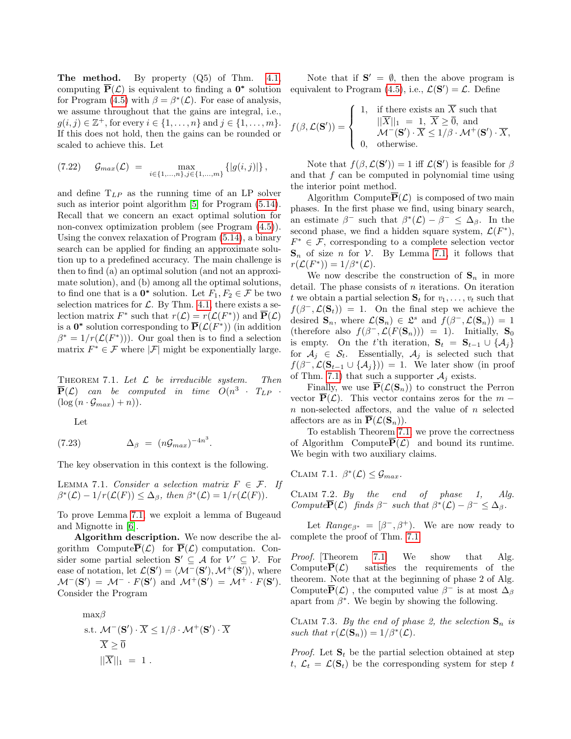**The method.** By property (Q5) of Thm. 4.1, computing $\overline{\mathbf{P}}(\mathcal{L})$ is equivalent to finding a $\mathbf{0^*}$ solution for Program (4.5) with $\beta = \beta^*(\mathcal{L})$. For ease of analysis, we assume throughout that the gains are integral, i.e., $g(i,j) \in \mathbb{Z}^+$, for every $i \in \{1,\ldots,n\}$ and $j \in \{1,\ldots,m\}$. If this does not hold, then the gains can be rounded or scaled to achieve this. Let

$$\text{(7.22)} \qquad \mathcal{G}_{max}(\mathcal{L}) \;=\; \max_{i\in\{1,\ldots,n\}, j\in\{1,\ldots,m\}} \{|g(i,j)|\}\,,$$

and define $\mathrm{T}_{LP}$ as the running time of an LP solver such as interior point algorithm [5] for Program (5.14). Recall that we concern an exact optimal solution for non-convex optimization problem (see Program (4.5)). Using the convex relaxation of Program (5.14), a binary search can be applied for finding an approximate solution up to a predefined accuracy. The main challenge is then to find (a) an optimal solution (and not an approximate solution), and (b) among all the optimal solutions, to find one that is a $\mathbf{0^*}$ solution. Let $F_1, F_2 \in \mathcal{F}$ be two selection matrices for $\mathcal{L}$. By Thm. 4.1, there exists a selection matrix $F^*$ such that $r(\mathcal{L}) = r(\mathcal{L}(F^*))$ and $\overline{\mathbf{P}}(\mathcal{L})$ is a $\mathbf{0^*}$ solution corresponding to $\overline{\mathbf{P}}(\mathcal{L}(F^*))$ (in addition $\beta^* = 1/r(\mathcal{L}(F^*))$). Our goal then is to find a selection matrix $F^* \in \mathcal{F}$ where $|\mathcal{F}|$ might be exponentially large.

Theorem 7.1. *Let $\mathcal{L}$ be irreducible system. Then $\overline{\mathbf{P}}(\mathcal{L})$ can be computed in time $O(n^3 \cdot \mathrm{T}_{LP} \cdot (\log(n \cdot \mathcal{G}_{max}) + n))$.*

Let

$$\text{(7.23)} \qquad \Delta_\beta \;=\; (n\mathcal{G}_{max})^{-4n^3}.$$

The key observation in this context is the following.

Lemma 7.1. *Consider a selection matrix $F \in \mathcal{F}$. If $\beta^*(\mathcal{L}) - 1/r(\mathcal{L}(F)) \le \Delta_\beta$, then $\beta^*(\mathcal{L}) = 1/r(\mathcal{L}(F))$.*

To prove Lemma 7.1, we exploit a lemma of Bugeaud and Mignotte in [6].

**Algorithm description.** We now describe the algorithm Compute$\overline{\mathbf{P}}(\mathcal{L})$ for $\overline{\mathbf{P}}(\mathcal{L})$ computation. Consider some partial selection $\mathbf{S}' \subseteq \mathcal{A}$ for $V' \subseteq \mathcal{V}$. For ease of notation, let $\mathcal{L}(\mathbf{S}') = \langle \mathcal{M}^-(\mathbf{S}'), \mathcal{M}^+(\mathbf{S}')\rangle$, where $\mathcal{M}^-(\mathbf{S}') = \mathcal{M}^- \cdot F(\mathbf{S}')$ and $\mathcal{M}^+(\mathbf{S}') = \mathcal{M}^+ \cdot F(\mathbf{S}')$. Consider the Program

$$\begin{aligned}
&\max \beta \\
&\text{s.t. } \mathcal{M}^-(\mathbf{S}') \cdot \overline{X} \le 1/\beta \cdot \mathcal{M}^+(\mathbf{S}') \cdot \overline{X} \\
&\quad\;\; \overline{X} \ge \overline{0} \\
&\quad\;\; ||\overline{X}||_1 \;=\; 1\,.
\end{aligned}$$

Note that if $\mathbf{S}' = \emptyset$, then the above program is equivalent to Program (4.5), i.e., $\mathcal{L}(\mathbf{S}') = \mathcal{L}$. Define

$$f(\beta, \mathcal{L}(\mathbf{S}')) = \begin{cases} 1, & \text{if there exists an } \overline{X} \text{ such that} \\ & ||\overline{X}||_1 \;=\; 1,\ \overline{X} \ge \overline{0}, \text{ and} \\ & \mathcal{M}^-(\mathbf{S}') \cdot \overline{X} \le 1/\beta \cdot \mathcal{M}^+(\mathbf{S}') \cdot \overline{X}, \\ 0, & \text{otherwise.} \end{cases}$$

Note that $f(\beta, \mathcal{L}(\mathbf{S}')) = 1$ iff $\mathcal{L}(\mathbf{S}')$ is feasible for $\beta$ and that $f$ can be computed in polynomial time using the interior point method.

Algorithm Compute$\overline{\mathbf{P}}(\mathcal{L})$ is composed of two main phases. In the first phase we find, using binary search, an estimate $\beta^-$ such that $\beta^*(\mathcal{L}) - \beta^- \le \Delta_\beta$. In the second phase, we find a hidden square system, $\mathcal{L}(F^*)$, $F^* \in \mathcal{F}$, corresponding to a complete selection vector $\mathbf{S}_n$ of size $n$ for $\mathcal{V}$. By Lemma 7.1, it follows that $r(\mathcal{L}(F^*)) = 1/\beta^*(\mathcal{L})$.

We now describe the construction of $\mathbf{S}_n$ in more detail. The phase consists of $n$ iterations. On iteration $t$ we obtain a partial selection $\mathbf{S}_t$ for $v_1, \ldots, v_t$ such that $f(\beta^-, \mathcal{L}(\mathbf{S}_t)) = 1$. On the final step we achieve the desired $\mathbf{S}_n$, where $\mathcal{L}(\mathbf{S}_n) \in \mathfrak{L}^s$ and $f(\beta^-, \mathcal{L}(\mathbf{S}_n)) = 1$ (therefore also $f(\beta^-, \mathcal{L}(F(\mathbf{S}_n))) = 1$). Initially, $\mathbf{S}_0$ is empty. On the $t$'th iteration, $\mathbf{S}_t = \mathbf{S}_{t-1} \cup \{\mathcal{A}_j\}$ for $\mathcal{A}_j \in \mathcal{S}_t$. Essentially, $\mathcal{A}_j$ is selected such that $f(\beta^-, \mathcal{L}(\mathbf{S}_{t-1} \cup \{\mathcal{A}_j\})) = 1$. We later show (in proof of Thm. 7.1) that such a supporter $\mathcal{A}_j$ exists.

Finally, we use $\overline{\mathbf{P}}(\mathcal{L}(\mathbf{S}_n))$ to construct the Perron vector $\overline{\mathbf{P}}(\mathcal{L})$. This vector contains zeros for the $m - n$ non-selected affectors, and the value of $n$ selected affectors are as in $\overline{\mathbf{P}}(\mathcal{L}(\mathbf{S}_n))$.

To establish Theorem 7.1, we prove the correctness of Algorithm Compute$\overline{\mathbf{P}}(\mathcal{L})$ and bound its runtime. We begin with two auxiliary claims.

Claim 7.1. *$\beta^*(\mathcal{L}) \le \mathcal{G}_{max}$.*

Claim 7.2. *By the end of phase 1, Alg. Compute$\overline{\mathbf{P}}(\mathcal{L})$ finds $\beta^-$ such that $\beta^*(\mathcal{L}) - \beta^- \le \Delta_\beta$.*

Let $Range_{\beta^*} = [\beta^-, \beta^+)$. We are now ready to complete the proof of Thm. 7.1.

*Proof.* [Theorem 7.1] We show that Alg. Compute$\overline{\mathbf{P}}(\mathcal{L})$ satisfies the requirements of the theorem. Note that at the beginning of phase 2 of Alg. Compute$\overline{\mathbf{P}}(\mathcal{L})$, the computed value $\beta^-$ is at most $\Delta_\beta$ apart from $\beta^*$. We begin by showing the following.

Claim 7.3. *By the end of phase 2, the selection $\mathbf{S}_n$ is such that $r(\mathcal{L}(\mathbf{S}_n)) = 1/\beta^*(\mathcal{L})$.*

*Proof.* Let $\mathbf{S}_t$ be the partial selection obtained at step $t$, $\mathcal{L}_t = \mathcal{L}(\mathbf{S}_t)$ be the corresponding system for step $t$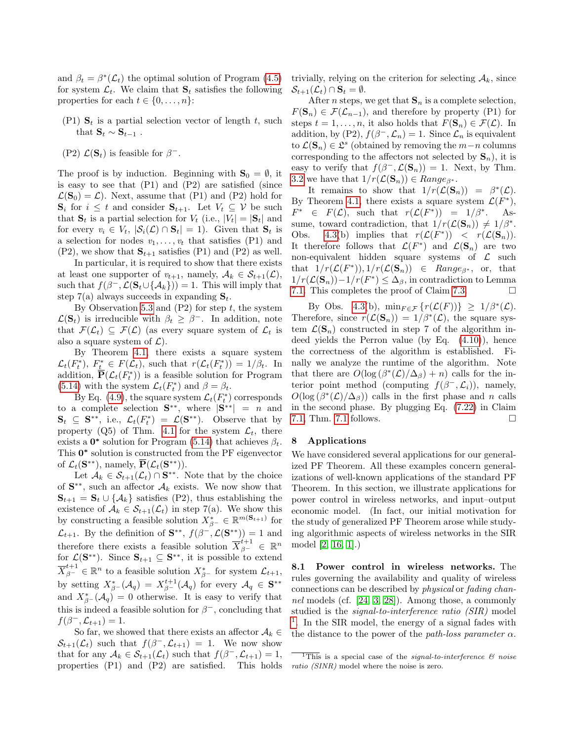and $\beta_t = \beta^*(\mathcal{L}_t)$ the optimal solution of Program (4.5) for system $\mathcal{L}_t$. We claim that $\mathbf{S}_t$ satisfies the following properties for each $t \in \{0, \ldots, n\}$:

(P1) $\mathbf{S}_t$ is a partial selection vector of length $t$, such that $\mathbf{S}_t \sim \mathbf{S}_{t-1}$ .

(P2) $\mathcal{L}(\mathbf{S}_t)$ is feasible for $\beta^-$.

The proof is by induction. Beginning with $\mathbf{S}_0 = \emptyset$, it is easy to see that (P1) and (P2) are satisfied (since $\mathcal{L}(\mathbf{S}_0) = \mathcal{L}$). Next, assume that (P1) and (P2) hold for $\mathbf{S}_i$ for $i \leq t$ and consider $\mathbf{S}_{t+1}$. Let $V_t \subseteq \mathcal{V}$ be such that $\mathbf{S}_t$ is a partial selection for $V_t$ (i.e., $|V_t| = |\mathbf{S}_t|$ and for every $v_i \in V_t$, $|\mathcal{S}_i(\mathcal{L}) \cap \mathbf{S}_t| = 1$). Given that $\mathbf{S}_t$ is a selection for nodes $v_1, \ldots, v_t$ that satisfies (P1) and (P2), we show that $\mathbf{S}_{t+1}$ satisfies (P1) and (P2) as well.

In particular, it is required to show that there exists at least one supporter of $v_{t+1}$, namely, $\mathcal{A}_k \in \mathcal{S}_{t+1}(\mathcal{L})$, such that $f(\beta^-, \mathcal{L}(\mathbf{S}_t \cup \{\mathcal{A}_k\})) = 1$. This will imply that step 7(a) always succeeds in expanding $\mathbf{S}_t$.

By Observation 5.3 and (P2) for step $t$, the system $\mathcal{L}(\mathbf{S}_t)$ is irreducible with $\beta_t \geq \beta^-$. In addition, note that $\mathcal{F}(\mathcal{L}_t) \subseteq \mathcal{F}(\mathcal{L})$ (as every square system of $\mathcal{L}_t$ is also a square system of $\mathcal{L}$).

By Theorem 4.1, there exists a square system $\mathcal{L}_t(F^*_t)$, $F^*_t \in F(\mathcal{L}_t)$, such that $r(\mathcal{L}_t(F^*_t)) = 1/\beta_t$. In addition, $\overline{\mathbf{P}}(\mathcal{L}_t(F^*_t))$ is a feasible solution for Program (5.14) with the system $\mathcal{L}_t(F^*_t)$ and $\beta = \beta_t$.

By Eq. (4.9), the square system $\mathcal{L}_t(F^*_t)$ corresponds to a complete selection $\mathbf{S}^{**}$, where $|\mathbf{S}^{**}| = n$ and $\mathbf{S}_t \subseteq \mathbf{S}^{**}$, i.e., $\mathcal{L}_t(F^*_t) = \mathcal{L}(\mathbf{S}^{**})$. Observe that by property (Q5) of Thm. 4.1 for the system $\mathcal{L}_t$, there exists a $\mathbf{0}^*$ solution for Program (5.14) that achieves $\beta_t$. This $\mathbf{0}^*$ solution is constructed from the PF eigenvector of $\mathcal{L}_t(\mathbf{S}^{**})$, namely, $\overline{\mathbf{P}}(\mathcal{L}_t(\mathbf{S}^{**}))$.

Let $\mathcal{A}_k \in \mathcal{S}_{t+1}(\mathcal{L}_t) \cap \mathbf{S}^{**}$. Note that by the choice of $\mathbf{S}^{**}$, such an affector $\mathcal{A}_k$ exists. We now show that $\mathbf{S}_{t+1} = \mathbf{S}_t \cup \{\mathcal{A}_k\}$ satisfies (P2), thus establishing the existence of $\mathcal{A}_k \in \mathcal{S}_{t+1}(\mathcal{L}_t)$ in step 7(a). We show this by constructing a feasible solution $X^*_{\beta^-} \in \mathbb{R}^{m(\mathbf{S}_{t+1})}$ for $\mathcal{L}_{t+1}$. By the definition of $\mathbf{S}^{**}$, $f(\beta^-, \mathcal{L}(\mathbf{S}^{**})) = 1$ and therefore there exists a feasible solution $\overline{X}^{t+1}_{\beta^-} \in \mathbb{R}^n$ for $\mathcal{L}(\mathbf{S}^{**})$. Since $\mathbf{S}_{t+1} \subseteq \mathbf{S}^{**}$, it is possible to extend $\overline{X}^{t+1}_{\beta^-} \in \mathbb{R}^n$ to a feasible solution $X^*_{\beta^-}$ for system $\mathcal{L}_{t+1}$, by setting $X^*_{\beta^-}(\mathcal{A}_q) = X^{t+1}_{\beta^-}(\mathcal{A}_q)$ for every $\mathcal{A}_q \in \mathbf{S}^{**}$ and $X^*_{\beta^-}(\mathcal{A}_q) = 0$ otherwise. It is easy to verify that this is indeed a feasible solution for $\beta^-$, concluding that $f(\beta^-, \mathcal{L}_{t+1}) = 1$.

So far, we showed that there exists an affector $\mathcal{A}_k \in \mathcal{S}_{t+1}(\mathcal{L}_t)$ such that $f(\beta^-, \mathcal{L}_{t+1}) = 1$. We now show that for any $\mathcal{A}_k \in \mathcal{S}_{t+1}(\mathcal{L}_t)$ such that $f(\beta^-, \mathcal{L}_{t+1}) = 1$, properties (P1) and (P2) are satisfied. This holds trivially, relying on the criterion for selecting $\mathcal{A}_k$, since $\mathcal{S}_{t+1}(\mathcal{L}_t) \cap \mathbf{S}_t = \emptyset$.

After $n$ steps, we get that $\mathbf{S}_n$ is a complete selection, $F(\mathbf{S}_n) \in \mathcal{F}(\mathcal{L}_{n-1})$, and therefore by property (P1) for steps $t = 1, \ldots, n$, it also holds that $F(\mathbf{S}_n) \in \mathcal{F}(\mathcal{L})$. In addition, by (P2), $f(\beta^-, \mathcal{L}_n) = 1$. Since $\mathcal{L}_n$ is equivalent to $\mathcal{L}(\mathbf{S}_n) \in \mathfrak{L}^s$ (obtained by removing the $m-n$ columns corresponding to the affectors not selected by $\mathbf{S}_n$), it is easy to verify that $f(\beta^-, \mathcal{L}(\mathbf{S}_n)) = 1$. Next, by Thm. 3.2 we have that $1/r(\mathcal{L}(\mathbf{S}_n)) \in Range_{\beta^*}$.

It remains to show that $1/r(\mathcal{L}(\mathbf{S}_n)) = \beta^*(\mathcal{L})$. By Theorem 4.1, there exists a square system $\mathcal{L}(F^*)$, $F^* \in F(\mathcal{L})$, such that $r(\mathcal{L}(F^*)) = 1/\beta^*$. Assume, toward contradiction, that $1/r(\mathcal{L}(\mathbf{S}_n)) \neq 1/\beta^*$. Obs. 4.3(b) implies that $r(\mathcal{L}(F^*)) < r(\mathcal{L}(\mathbf{S}_n))$. It therefore follows that $\mathcal{L}(F^*)$ and $\mathcal{L}(\mathbf{S}_n)$ are two non-equivalent hidden square systems of $\mathcal{L}$ such that $1/r(\mathcal{L}(F^*)), 1/r(\mathcal{L}(\mathbf{S}_n)) \in Range_{\beta^*}$, or, that $1/r(\mathcal{L}(\mathbf{S}_n)) - 1/r(F^*) \leq \Delta_\beta$, in contradiction to Lemma 7.1. This completes the proof of Claim 7.3. □

By Obs. 4.3(b), $\min_{F \in \mathcal{F}} \{r(\mathcal{L}(F))\} \geq 1/\beta^*(\mathcal{L})$. Therefore, since $r(\mathcal{L}(\mathbf{S}_n)) = 1/\beta^*(\mathcal{L})$, the square system $\mathcal{L}(\mathbf{S}_n)$ constructed in step 7 of the algorithm indeed yields the Perron value (by Eq. (4.10)), hence the correctness of the algorithm is established. Finally we analyze the runtime of the algorithm. Note that there are $O(\log(\beta^*(\mathcal{L})/\Delta_\beta) + n)$ calls for the interior point method (computing $f(\beta^-, \mathcal{L}_i)$), namely, $O(\log(\beta^*(\mathcal{L})/\Delta_\beta))$ calls in the first phase and $n$ calls in the second phase. By plugging Eq. (7.22) in Claim 7.1, Thm. 7.1 follows. □

## 8 Applications

We have considered several applications for our generalized PF Theorem. All these examples concern generalizations of well-known applications of the standard PF Theorem. In this section, we illustrate applications for power control in wireless networks, and input–output economic model. (In fact, our initial motivation for the study of generalized PF Theorem arose while studying algorithmic aspects of wireless networks in the SIR model [2, 16, 1].)

**8.1 Power control in wireless networks.** The rules governing the availability and quality of wireless connections can be described by *physical* or *fading channel* models (cf. [24, 3, 28]). Among those, a commonly studied is the *signal-to-interference ratio (SIR)* model [1]. In the SIR model, the energy of a signal fades with the distance to the power of the *path-loss parameter* $\alpha$.

[1] This is a special case of the *signal-to-interference & noise ratio (SINR)* model where the noise is zero.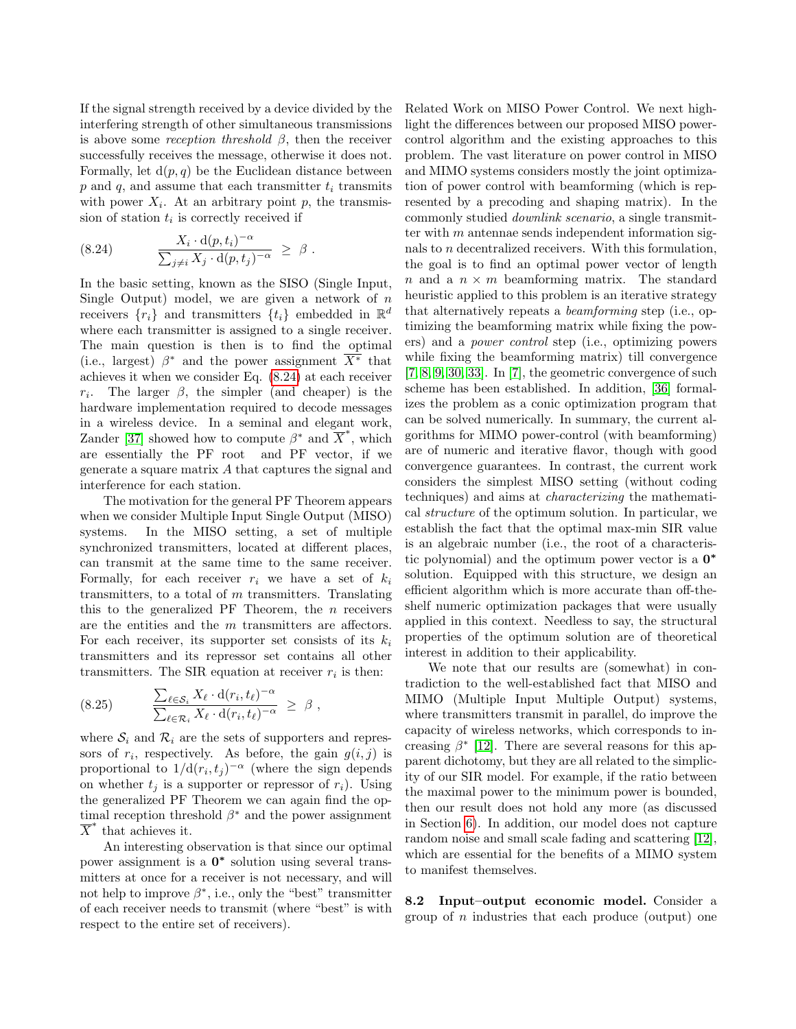If the signal strength received by a device divided by the interfering strength of other simultaneous transmissions is above some *reception threshold* $\beta$, then the receiver successfully receives the message, otherwise it does not. Formally, let $\mathrm{d}(p,q)$ be the Euclidean distance between $p$ and $q$, and assume that each transmitter $t_i$ transmits with power $X_i$. At an arbitrary point $p$, the transmission of station $t_i$ is correctly received if

$$\frac{X_i \cdot \mathrm{d}(p,t_i)^{-\alpha}}{\sum_{j \neq i} X_j \cdot \mathrm{d}(p,t_j)^{-\alpha}} \geq \beta \ . \tag{8.24}$$

In the basic setting, known as the SISO (Single Input, Single Output) model, we are given a network of $n$ receivers $\{r_i\}$ and transmitters $\{t_i\}$ embedded in $\mathbb{R}^d$ where each transmitter is assigned to a single receiver. The main question is then is to find the optimal (i.e., largest) $\beta^*$ and the power assignment $\overline{X^*}$ that achieves it when we consider Eq. (8.24) at each receiver $r_i$. The larger $\beta$, the simpler (and cheaper) is the hardware implementation required to decode messages in a wireless device. In a seminal and elegant work, Zander [37] showed how to compute $\beta^*$ and $\overline{X}^*$, which are essentially the PF root and PF vector, if we generate a square matrix $A$ that captures the signal and interference for each station.

The motivation for the general PF Theorem appears when we consider Multiple Input Single Output (MISO) systems. In the MISO setting, a set of multiple synchronized transmitters, located at different places, can transmit at the same time to the same receiver. Formally, for each receiver $r_i$ we have a set of $k_i$ transmitters, to a total of $m$ transmitters. Translating this to the generalized PF Theorem, the $n$ receivers are the entities and the $m$ transmitters are affectors. For each receiver, its supporter set consists of its $k_i$ transmitters and its repressor set contains all other transmitters. The SIR equation at receiver $r_i$ is then:

$$\frac{\sum_{\ell \in \mathcal{S}_i} X_\ell \cdot \mathrm{d}(r_i,t_\ell)^{-\alpha}}{\sum_{\ell \in \mathcal{R}_i} X_\ell \cdot \mathrm{d}(r_i,t_\ell)^{-\alpha}} \geq \beta \ , \tag{8.25}$$

where $\mathcal{S}_i$ and $\mathcal{R}_i$ are the sets of supporters and repressors of $r_i$, respectively. As before, the gain $g(i,j)$ is proportional to $1/\mathrm{d}(r_i,t_j)^{-\alpha}$ (where the sign depends on whether $t_j$ is a supporter or repressor of $r_i$). Using the generalized PF Theorem we can again find the optimal reception threshold $\beta^*$ and the power assignment $\overline{X}^*$ that achieves it.

An interesting observation is that since our optimal power assignment is a $\mathbf{0^*}$ solution using several transmitters at once for a receiver is not necessary, and will not help to improve $\beta^*$, i.e., only the "best" transmitter of each receiver needs to transmit (where "best" is with respect to the entire set of receivers).

Related Work on MISO Power Control. We next highlight the differences between our proposed MISO power-control algorithm and the existing approaches to this problem. The vast literature on power control in MISO and MIMO systems considers mostly the joint optimization of power control with beamforming (which is represented by a precoding and shaping matrix). In the commonly studied *downlink scenario*, a single transmitter with $m$ antennae sends independent information signals to $n$ decentralized receivers. With this formulation, the goal is to find an optimal power vector of length $n$ and a $n \times m$ beamforming matrix. The standard heuristic applied to this problem is an iterative strategy that alternatively repeats a *beamforming* step (i.e., optimizing the beamforming matrix while fixing the powers) and a *power control* step (i.e., optimizing powers while fixing the beamforming matrix) till convergence [7, 8, 9, 30, 33]. In [7], the geometric convergence of such scheme has been established. In addition, [36] formalizes the problem as a conic optimization program that can be solved numerically. In summary, the current algorithms for MIMO power-control (with beamforming) are of numeric and iterative flavor, though with good convergence guarantees. In contrast, the current work considers the simplest MISO setting (without coding techniques) and aims at *characterizing* the mathematical *structure* of the optimum solution. In particular, we establish the fact that the optimal max-min SIR value is an algebraic number (i.e., the root of a characteristic polynomial) and the optimum power vector is a $\mathbf{0^*}$ solution. Equipped with this structure, we design an efficient algorithm which is more accurate than off-the-shelf numeric optimization packages that were usually applied in this context. Needless to say, the structural properties of the optimum solution are of theoretical interest in addition to their applicability.

We note that our results are (somewhat) in contradiction to the well-established fact that MISO and MIMO (Multiple Input Multiple Output) systems, where transmitters transmit in parallel, do improve the capacity of wireless networks, which corresponds to increasing $\beta^*$ [12]. There are several reasons for this apparent dichotomy, but they are all related to the simplicity of our SIR model. For example, if the ratio between the maximal power to the minimum power is bounded, then our result does not hold any more (as discussed in Section 6). In addition, our model does not capture random noise and small scale fading and scattering [12], which are essential for the benefits of a MIMO system to manifest themselves.

**8.2 Input–output economic model.** Consider a group of $n$ industries that each produce (output) one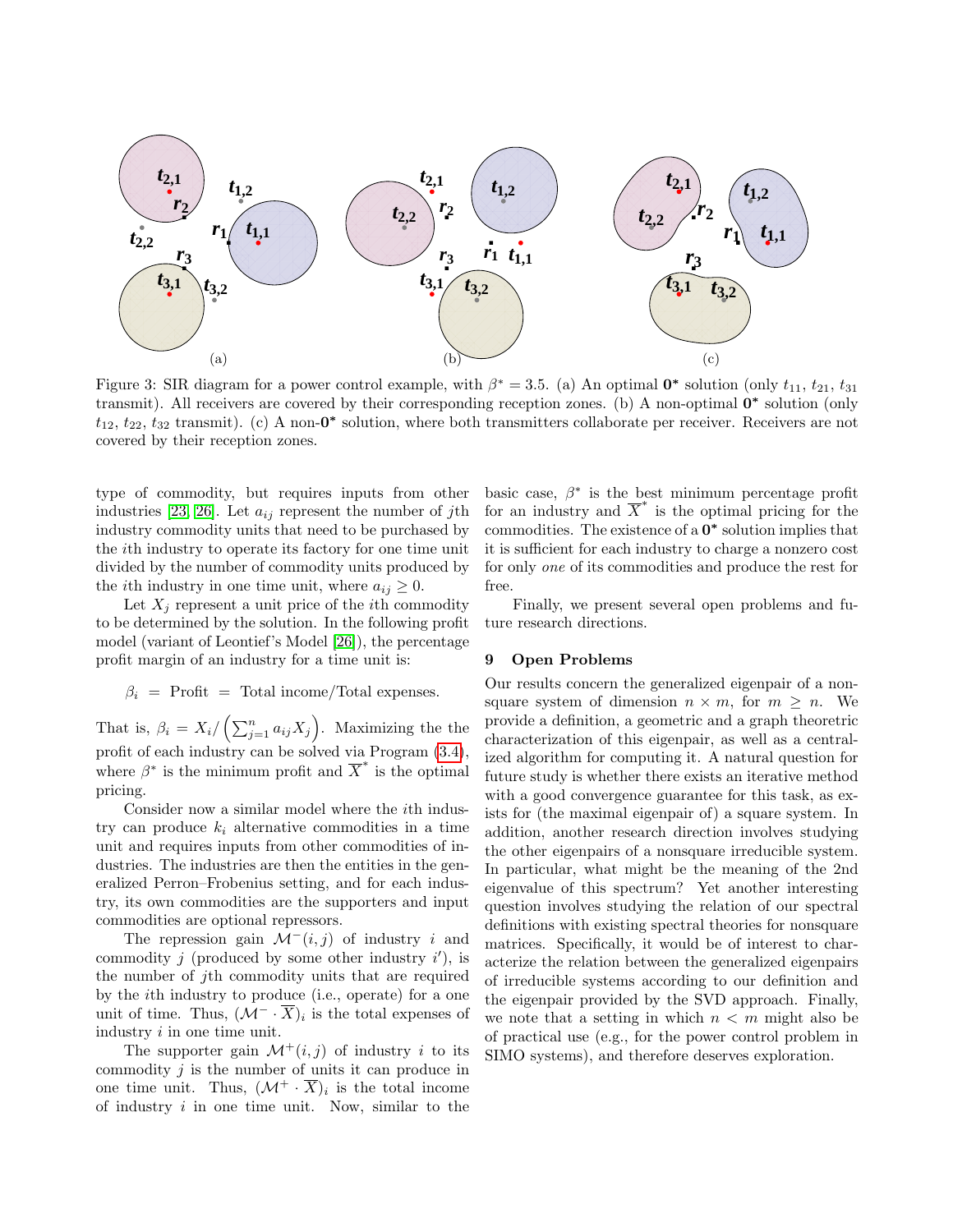Figure 3: SIR diagram for a power control example, with $\beta^* = 3.5$. (a) An optimal $\mathbf{0^*}$ solution (only $t_{11}$, $t_{21}$, $t_{31}$ transmit). All receivers are covered by their corresponding reception zones. (b) A non-optimal $\mathbf{0^*}$ solution (only $t_{12}$, $t_{22}$, $t_{32}$ transmit). (c) A non-$\mathbf{0^*}$ solution, where both transmitters collaborate per receiver. Receivers are not covered by their reception zones.

type of commodity, but requires inputs from other industries [23, 26]. Let $a_{ij}$ represent the number of $j$th industry commodity units that need to be purchased by the $i$th industry to operate its factory for one time unit divided by the number of commodity units produced by the $i$th industry in one time unit, where $a_{ij} \geq 0$.

Let $X_j$ represent a unit price of the $i$th commodity to be determined by the solution. In the following profit model (variant of Leontief's Model [26]), the percentage profit margin of an industry for a time unit is:

$$\beta_i \ = \ \text{Profit} \ = \ \text{Total income/Total expenses}.$$

That is, $\beta_i = X_i / \left(\sum_{j=1}^{n} a_{ij} X_j\right)$. Maximizing the the profit of each industry can be solved via Program (3.4), where $\beta^*$ is the minimum profit and $\overline{X}^*$ is the optimal pricing.

Consider now a similar model where the $i$th industry can produce $k_i$ alternative commodities in a time unit and requires inputs from other commodities of industries. The industries are then the entities in the generalized Perron–Frobenius setting, and for each industry, its own commodities are the supporters and input commodities are optional repressors.

The repression gain $\mathcal{M}^-(i,j)$ of industry $i$ and commodity $j$ (produced by some other industry $i'$), is the number of $j$th commodity units that are required by the $i$th industry to produce (i.e., operate) for a one unit of time. Thus, $(\mathcal{M}^- \cdot \overline{X})_i$ is the total expenses of industry $i$ in one time unit.

The supporter gain $\mathcal{M}^+(i,j)$ of industry $i$ to its commodity $j$ is the number of units it can produce in one time unit. Thus, $(\mathcal{M}^+ \cdot \overline{X})_i$ is the total income of industry $i$ in one time unit. Now, similar to the basic case, $\beta^*$ is the best minimum percentage profit for an industry and $\overline{X}^*$ is the optimal pricing for the commodities. The existence of a $\mathbf{0^*}$ solution implies that it is sufficient for each industry to charge a nonzero cost for only *one* of its commodities and produce the rest for free.

Finally, we present several open problems and future research directions.

## 9 Open Problems

Our results concern the generalized eigenpair of a nonsquare system of dimension $n \times m$, for $m \geq n$. We provide a definition, a geometric and a graph theoretic characterization of this eigenpair, as well as a centralized algorithm for computing it. A natural question for future study is whether there exists an iterative method with a good convergence guarantee for this task, as exists for (the maximal eigenpair of) a square system. In addition, another research direction involves studying the other eigenpairs of a nonsquare irreducible system. In particular, what might be the meaning of the 2nd eigenvalue of this spectrum? Yet another interesting question involves studying the relation of our spectral definitions with existing spectral theories for nonsquare matrices. Specifically, it would be of interest to characterize the relation between the generalized eigenpairs of irreducible systems according to our definition and the eigenpair provided by the SVD approach. Finally, we note that a setting in which $n < m$ might also be of practical use (e.g., for the power control problem in SIMO systems), and therefore deserves exploration.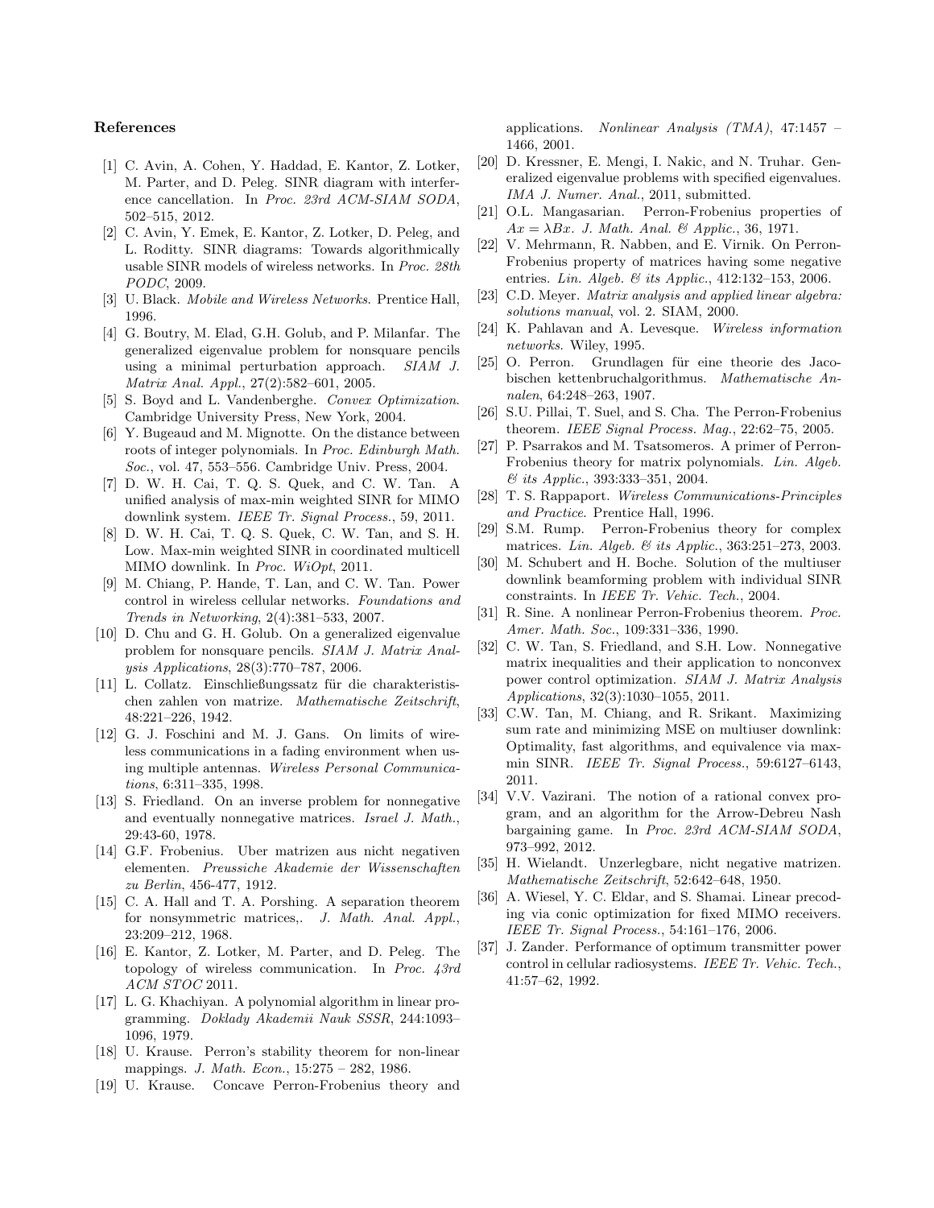### References

[1] C. Avin, A. Cohen, Y. Haddad, E. Kantor, Z. Lotker, M. Parter, and D. Peleg. SINR diagram with interference cancellation. In *Proc. 23rd ACM-SIAM SODA*, 502–515, 2012.

[2] C. Avin, Y. Emek, E. Kantor, Z. Lotker, D. Peleg, and L. Roditty. SINR diagrams: Towards algorithmically usable SINR models of wireless networks. In *Proc. 28th PODC*, 2009.

[3] U. Black. *Mobile and Wireless Networks*. Prentice Hall, 1996.

[4] G. Boutry, M. Elad, G.H. Golub, and P. Milanfar. The generalized eigenvalue problem for nonsquare pencils using a minimal perturbation approach. *SIAM J. Matrix Anal. Appl.*, 27(2):582–601, 2005.

[5] S. Boyd and L. Vandenberghe. *Convex Optimization*. Cambridge University Press, New York, 2004.

[6] Y. Bugeaud and M. Mignotte. On the distance between roots of integer polynomials. In *Proc. Edinburgh Math. Soc.*, vol. 47, 553–556. Cambridge Univ. Press, 2004.

[7] D. W. H. Cai, T. Q. S. Quek, and C. W. Tan. A unified analysis of max-min weighted SINR for MIMO downlink system. *IEEE Tr. Signal Process.*, 59, 2011.

[8] D. W. H. Cai, T. Q. S. Quek, C. W. Tan, and S. H. Low. Max-min weighted SINR in coordinated multicell MIMO downlink. In *Proc. WiOpt*, 2011.

[9] M. Chiang, P. Hande, T. Lan, and C. W. Tan. Power control in wireless cellular networks. *Foundations and Trends in Networking*, 2(4):381–533, 2007.

[10] D. Chu and G. H. Golub. On a generalized eigenvalue problem for nonsquare pencils. *SIAM J. Matrix Analysis Applications*, 28(3):770–787, 2006.

[11] L. Collatz. Einschließungssatz für die charakteristischen zahlen von matrize. *Mathematische Zeitschrift*, 48:221–226, 1942.

[12] G. J. Foschini and M. J. Gans. On limits of wireless communications in a fading environment when using multiple antennas. *Wireless Personal Communications*, 6:311–335, 1998.

[13] S. Friedland. On an inverse problem for nonnegative and eventually nonnegative matrices. *Israel J. Math.*, 29:43-60, 1978.

[14] G.F. Frobenius. Uber matrizen aus nicht negativen elementen. *Preussiche Akademie der Wissenschaften zu Berlin*, 456-477, 1912.

[15] C. A. Hall and T. A. Porshing. A separation theorem for nonsymmetric matrices,. *J. Math. Anal. Appl.*, 23:209–212, 1968.

[16] E. Kantor, Z. Lotker, M. Parter, and D. Peleg. The topology of wireless communication. In *Proc. 43rd ACM STOC* 2011.

[17] L. G. Khachiyan. A polynomial algorithm in linear programming. *Doklady Akademii Nauk SSSR*, 244:1093–1096, 1979.

[18] U. Krause. Perron's stability theorem for non-linear mappings. *J. Math. Econ.*, 15:275 – 282, 1986.

[19] U. Krause. Concave Perron-Frobenius theory and applications. *Nonlinear Analysis (TMA)*, 47:1457 – 1466, 2001.

[20] D. Kressner, E. Mengi, I. Nakic, and N. Truhar. Generalized eigenvalue problems with specified eigenvalues. *IMA J. Numer. Anal.*, 2011, submitted.

[21] O.L. Mangasarian. Perron-Frobenius properties of $Ax = \lambda Bx$. *J. Math. Anal. & Applic.*, 36, 1971.

[22] V. Mehrmann, R. Nabben, and E. Virnik. On Perron-Frobenius property of matrices having some negative entries. *Lin. Algeb. & its Applic.*, 412:132–153, 2006.

[23] C.D. Meyer. *Matrix analysis and applied linear algebra: solutions manual*, vol. 2. SIAM, 2000.

[24] K. Pahlavan and A. Levesque. *Wireless information networks*. Wiley, 1995.

[25] O. Perron. Grundlagen für eine theorie des Jacobischen kettenbruchalgorithmus. *Mathematische Annalen*, 64:248–263, 1907.

[26] S.U. Pillai, T. Suel, and S. Cha. The Perron-Frobenius theorem. *IEEE Signal Process. Mag.*, 22:62–75, 2005.

[27] P. Psarrakos and M. Tsatsomeros. A primer of Perron-Frobenius theory for matrix polynomials. *Lin. Algeb. & its Applic.*, 393:333–351, 2004.

[28] T. S. Rappaport. *Wireless Communications-Principles and Practice*. Prentice Hall, 1996.

[29] S.M. Rump. Perron-Frobenius theory for complex matrices. *Lin. Algeb. & its Applic.*, 363:251–273, 2003.

[30] M. Schubert and H. Boche. Solution of the multiuser downlink beamforming problem with individual SINR constraints. In *IEEE Tr. Vehic. Tech.*, 2004.

[31] R. Sine. A nonlinear Perron-Frobenius theorem. *Proc. Amer. Math. Soc.*, 109:331–336, 1990.

[32] C. W. Tan, S. Friedland, and S.H. Low. Nonnegative matrix inequalities and their application to nonconvex power control optimization. *SIAM J. Matrix Analysis Applications*, 32(3):1030–1055, 2011.

[33] C.W. Tan, M. Chiang, and R. Srikant. Maximizing sum rate and minimizing MSE on multiuser downlink: Optimality, fast algorithms, and equivalence via max-min SINR. *IEEE Tr. Signal Process.*, 59:6127–6143, 2011.

[34] V.V. Vazirani. The notion of a rational convex program, and an algorithm for the Arrow-Debreu Nash bargaining game. In *Proc. 23rd ACM-SIAM SODA*, 973–992, 2012.

[35] H. Wielandt. Unzerlegbare, nicht negative matrizen. *Mathematische Zeitschrift*, 52:642–648, 1950.

[36] A. Wiesel, Y. C. Eldar, and S. Shamai. Linear precoding via conic optimization for fixed MIMO receivers. *IEEE Tr. Signal Process.*, 54:161–176, 2006.

[37] J. Zander. Performance of optimum transmitter power control in cellular radiosystems. *IEEE Tr. Vehic. Tech.*, 41:57–62, 1992.